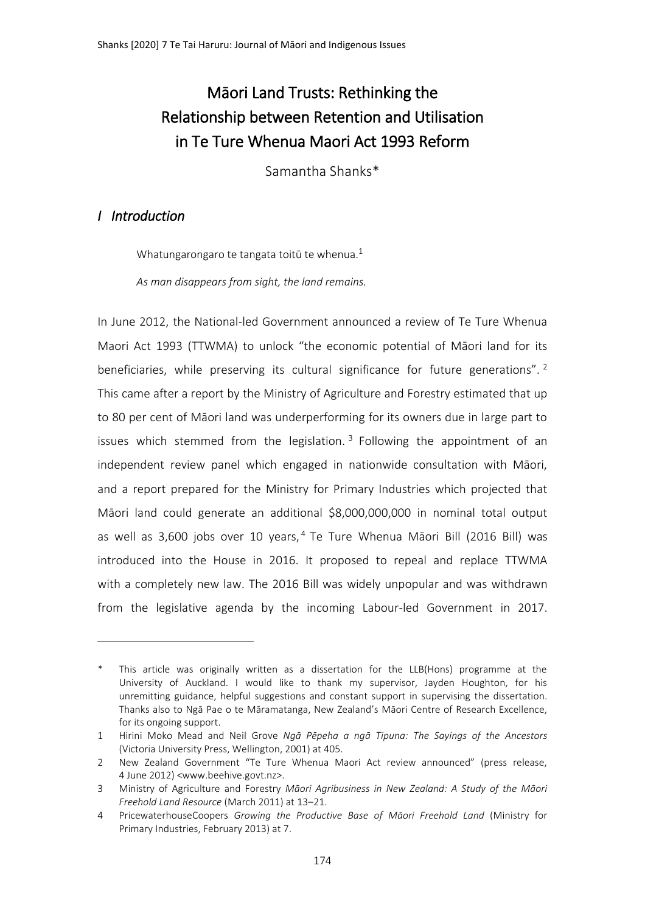# Māori Land Trusts: Rethinking the Relationship between Retention and Utilisation in Te Ture Whenua Maori Act 1993 Reform

Samantha Shanks*

## *I Introduction*

Whatungarongaro te tangata toitū te whenua.[1]

*As man disappears from sight, the land remains.*

In June 2012, the National-led Government announced a review of Te Ture Whenua Maori Act 1993 (TTWMA) to unlock "the economic potential of Māori land for its beneficiaries, while preserving its cultural significance for future generations".[2] This came after a report by the Ministry of Agriculture and Forestry estimated that up to 80 per cent of Māori land was underperforming for its owners due in large part to issues which stemmed from the legislation.[3] Following the appointment of an independent review panel which engaged in nationwide consultation with Māori, and a report prepared for the Ministry for Primary Industries which projected that Māori land could generate an additional $8,000,000,000 in nominal total output as well as 3,600 jobs over 10 years,[4] Te Ture Whenua Māori Bill (2016 Bill) was introduced into the House in 2016. It proposed to repeal and replace TTWMA with a completely new law. The 2016 Bill was widely unpopular and was withdrawn from the legislative agenda by the incoming Labour-led Government in 2017.

---

\* This article was originally written as a dissertation for the LLB(Hons) programme at the University of Auckland. I would like to thank my supervisor, Jayden Houghton, for his unremitting guidance, helpful suggestions and constant support in supervising the dissertation. Thanks also to Ngā Pae o te Māramatanga, New Zealand's Māori Centre of Research Excellence, for its ongoing support.

1 Hirini Moko Mead and Neil Grove *Ngā Pēpeha a ngā Tipuna: The Sayings of the Ancestors* (Victoria University Press, Wellington, 2001) at 405.

2 New Zealand Government "Te Ture Whenua Maori Act review announced" (press release, 4 June 2012) <www.beehive.govt.nz>.

3 Ministry of Agriculture and Forestry *Māori Agribusiness in New Zealand: A Study of the Māori Freehold Land Resource* (March 2011) at 13–21.

4 PricewaterhouseCoopers *Growing the Productive Base of Māori Freehold Land* (Ministry for Primary Industries, February 2013) at 7.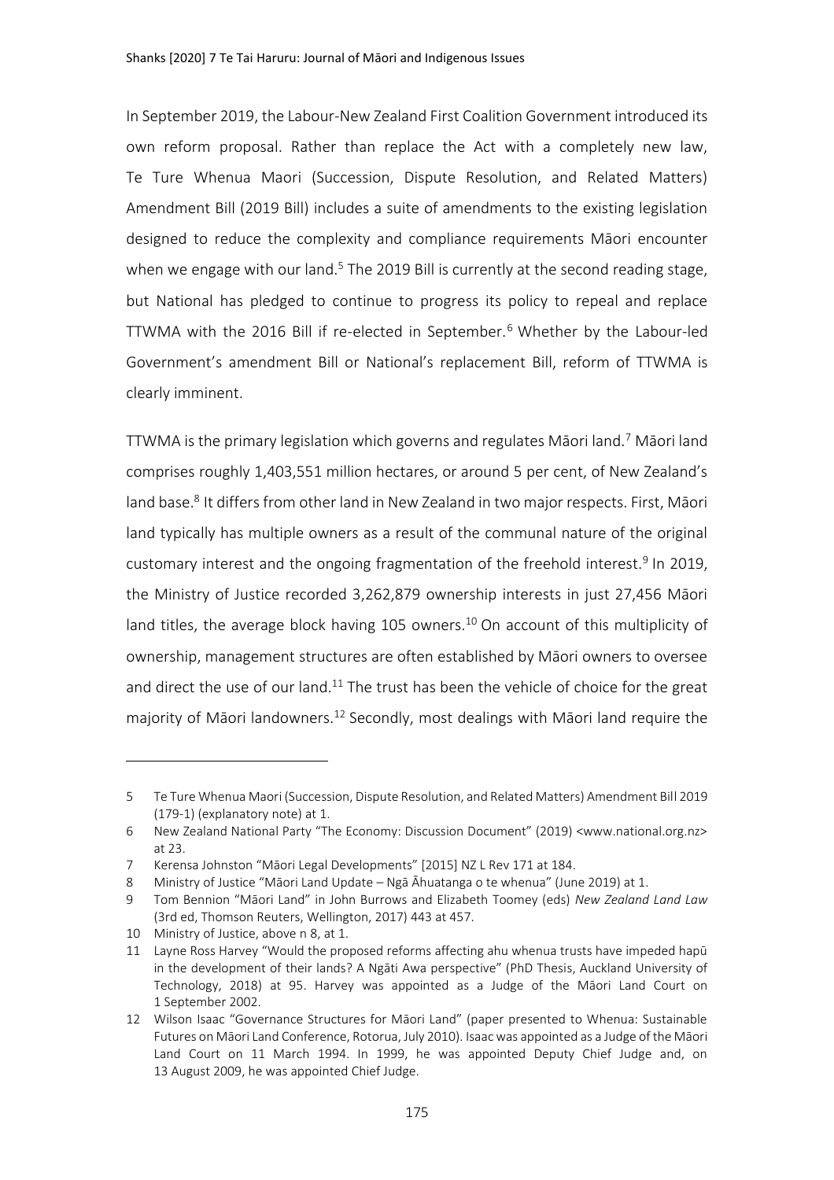In September 2019, the Labour-New Zealand First Coalition Government introduced its own reform proposal. Rather than replace the Act with a completely new law, Te Ture Whenua Maori (Succession, Dispute Resolution, and Related Matters) Amendment Bill (2019 Bill) includes a suite of amendments to the existing legislation designed to reduce the complexity and compliance requirements Māori encounter when we engage with our land.[5] The 2019 Bill is currently at the second reading stage, but National has pledged to continue to progress its policy to repeal and replace TTWMA with the 2016 Bill if re-elected in September.[6] Whether by the Labour-led Government's amendment Bill or National's replacement Bill, reform of TTWMA is clearly imminent.

TTWMA is the primary legislation which governs and regulates Māori land.[7] Māori land comprises roughly 1,403,551 million hectares, or around 5 per cent, of New Zealand's land base.[8] It differs from other land in New Zealand in two major respects. First, Māori land typically has multiple owners as a result of the communal nature of the original customary interest and the ongoing fragmentation of the freehold interest.[9] In 2019, the Ministry of Justice recorded 3,262,879 ownership interests in just 27,456 Māori land titles, the average block having 105 owners.[10] On account of this multiplicity of ownership, management structures are often established by Māori owners to oversee and direct the use of our land.[11] The trust has been the vehicle of choice for the great majority of Māori landowners.[12] Secondly, most dealings with Māori land require the

---

5 Te Ture Whenua Maori (Succession, Dispute Resolution, and Related Matters) Amendment Bill 2019 (179-1) (explanatory note) at 1.

6 New Zealand National Party "The Economy: Discussion Document" (2019) <www.national.org.nz> at 23.

7 Kerensa Johnston "Māori Legal Developments" [2015] NZ L Rev 171 at 184.

8 Ministry of Justice "Māori Land Update – Ngā Āhuatanga o te whenua" (June 2019) at 1.

9 Tom Bennion "Māori Land" in John Burrows and Elizabeth Toomey (eds) *New Zealand Land Law* (3rd ed, Thomson Reuters, Wellington, 2017) 443 at 457.

10 Ministry of Justice, above n 8, at 1.

11 Layne Ross Harvey "Would the proposed reforms affecting ahu whenua trusts have impeded hapū in the development of their lands? A Ngāti Awa perspective" (PhD Thesis, Auckland University of Technology, 2018) at 95. Harvey was appointed as a Judge of the Māori Land Court on 1 September 2002.

12 Wilson Isaac "Governance Structures for Māori Land" (paper presented to Whenua: Sustainable Futures on Māori Land Conference, Rotorua, July 2010). Isaac was appointed as a Judge of the Māori Land Court on 11 March 1994. In 1999, he was appointed Deputy Chief Judge and, on 13 August 2009, he was appointed Chief Judge.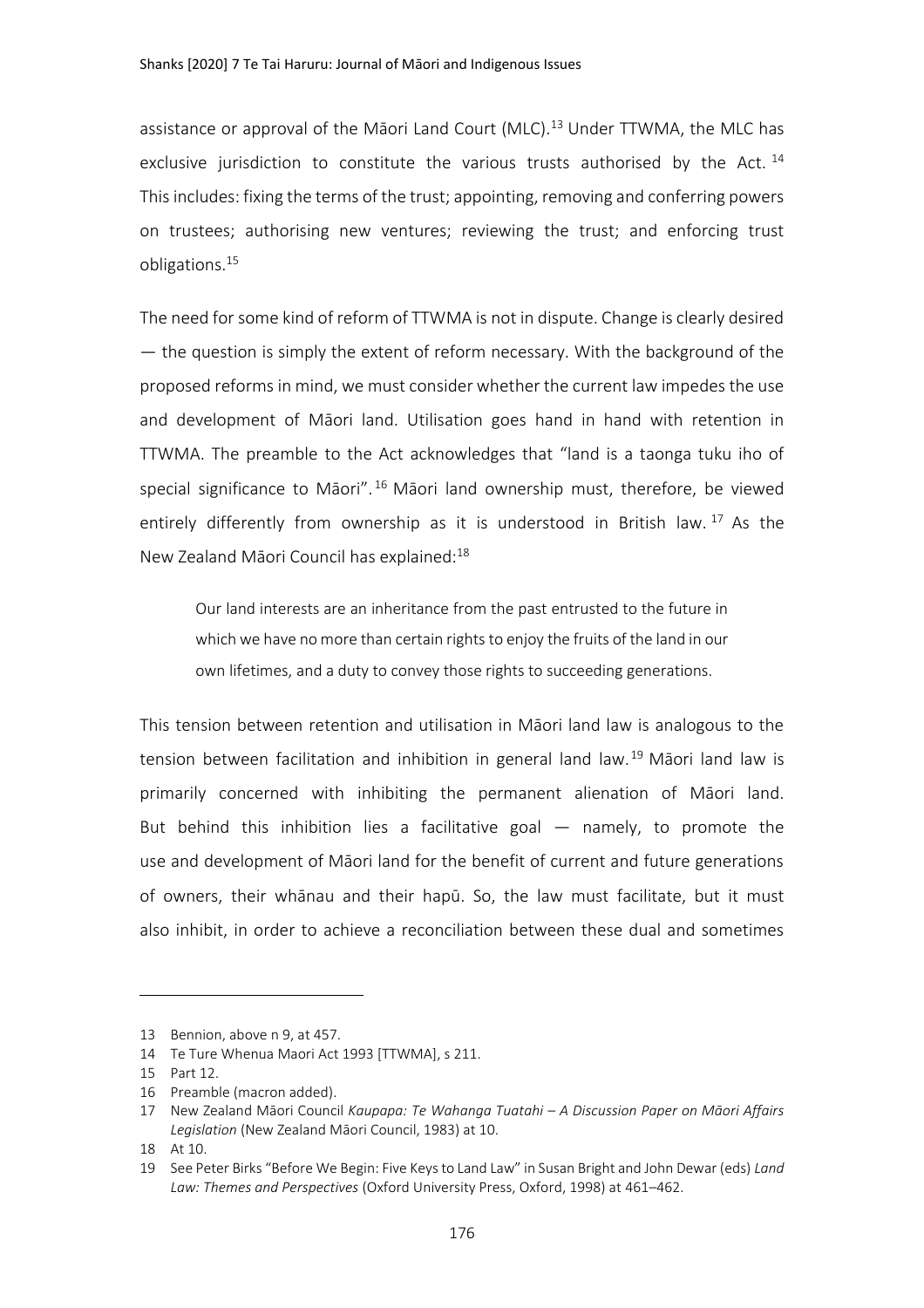assistance or approval of the Māori Land Court (MLC).[13] Under TTWMA, the MLC has exclusive jurisdiction to constitute the various trusts authorised by the Act.[14] This includes: fixing the terms of the trust; appointing, removing and conferring powers on trustees; authorising new ventures; reviewing the trust; and enforcing trust obligations.[15]

The need for some kind of reform of TTWMA is not in dispute. Change is clearly desired — the question is simply the extent of reform necessary. With the background of the proposed reforms in mind, we must consider whether the current law impedes the use and development of Māori land. Utilisation goes hand in hand with retention in TTWMA. The preamble to the Act acknowledges that "land is a taonga tuku iho of special significance to Māori".[16] Māori land ownership must, therefore, be viewed entirely differently from ownership as it is understood in British law.[17] As the New Zealand Māori Council has explained:[18]

> Our land interests are an inheritance from the past entrusted to the future in which we have no more than certain rights to enjoy the fruits of the land in our own lifetimes, and a duty to convey those rights to succeeding generations.

This tension between retention and utilisation in Māori land law is analogous to the tension between facilitation and inhibition in general land law.[19] Māori land law is primarily concerned with inhibiting the permanent alienation of Māori land. But behind this inhibition lies a facilitative goal — namely, to promote the use and development of Māori land for the benefit of current and future generations of owners, their whānau and their hapū. So, the law must facilitate, but it must also inhibit, in order to achieve a reconciliation between these dual and sometimes

---

13 Bennion, above n 9, at 457.

14 Te Ture Whenua Maori Act 1993 [TTWMA], s 211.

15 Part 12.

16 Preamble (macron added).

17 New Zealand Māori Council *Kaupapa: Te Wahanga Tuatahi – A Discussion Paper on Māori Affairs Legislation* (New Zealand Māori Council, 1983) at 10.

18 At 10.

19 See Peter Birks "Before We Begin: Five Keys to Land Law" in Susan Bright and John Dewar (eds) *Land Law: Themes and Perspectives* (Oxford University Press, Oxford, 1998) at 461–462.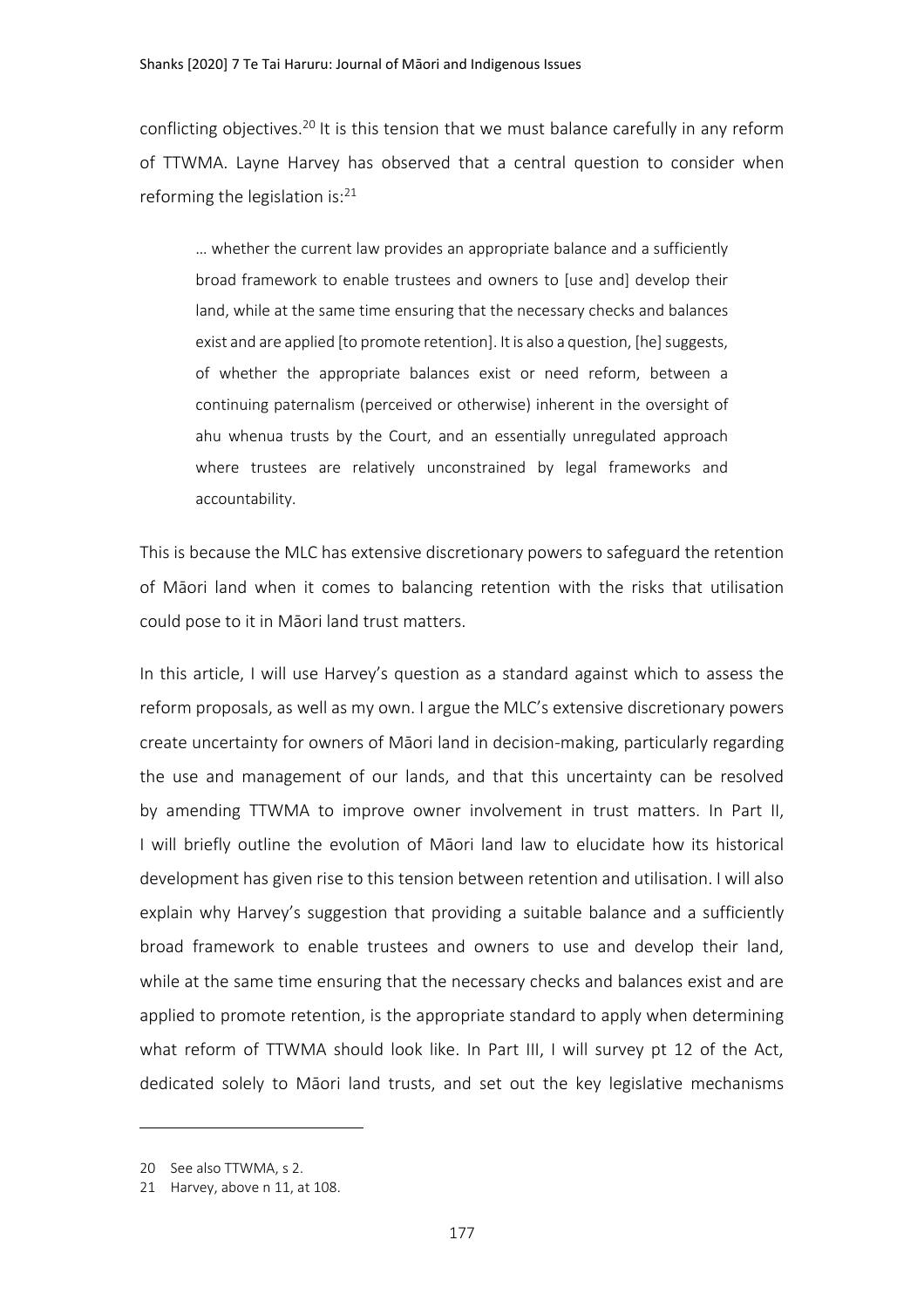conflicting objectives.[20] It is this tension that we must balance carefully in any reform of TTWMA. Layne Harvey has observed that a central question to consider when reforming the legislation is:[21]

> … whether the current law provides an appropriate balance and a sufficiently broad framework to enable trustees and owners to [use and] develop their land, while at the same time ensuring that the necessary checks and balances exist and are applied [to promote retention]. It is also a question, [he] suggests, of whether the appropriate balances exist or need reform, between a continuing paternalism (perceived or otherwise) inherent in the oversight of ahu whenua trusts by the Court, and an essentially unregulated approach where trustees are relatively unconstrained by legal frameworks and accountability.

This is because the MLC has extensive discretionary powers to safeguard the retention of Māori land when it comes to balancing retention with the risks that utilisation could pose to it in Māori land trust matters.

In this article, I will use Harvey's question as a standard against which to assess the reform proposals, as well as my own. I argue the MLC's extensive discretionary powers create uncertainty for owners of Māori land in decision-making, particularly regarding the use and management of our lands, and that this uncertainty can be resolved by amending TTWMA to improve owner involvement in trust matters. In Part II, I will briefly outline the evolution of Māori land law to elucidate how its historical development has given rise to this tension between retention and utilisation. I will also explain why Harvey's suggestion that providing a suitable balance and a sufficiently broad framework to enable trustees and owners to use and develop their land, while at the same time ensuring that the necessary checks and balances exist and are applied to promote retention, is the appropriate standard to apply when determining what reform of TTWMA should look like. In Part III, I will survey pt 12 of the Act, dedicated solely to Māori land trusts, and set out the key legislative mechanisms

---

20 See also TTWMA, s 2.

21 Harvey, above n 11, at 108.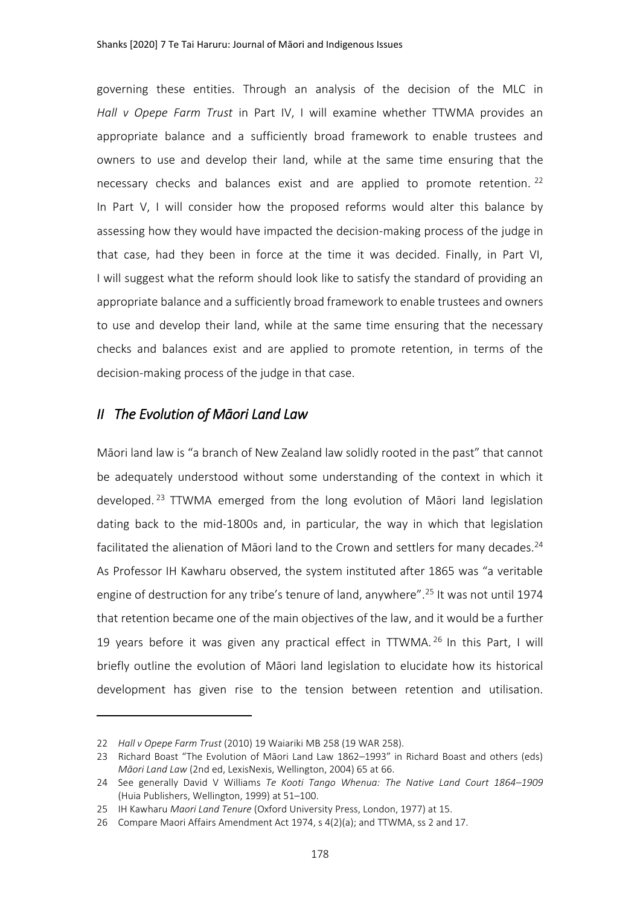governing these entities. Through an analysis of the decision of the MLC in *Hall v Opepe Farm Trust* in Part IV, I will examine whether TTWMA provides an appropriate balance and a sufficiently broad framework to enable trustees and owners to use and develop their land, while at the same time ensuring that the necessary checks and balances exist and are applied to promote retention. [22] In Part V, I will consider how the proposed reforms would alter this balance by assessing how they would have impacted the decision-making process of the judge in that case, had they been in force at the time it was decided. Finally, in Part VI, I will suggest what the reform should look like to satisfy the standard of providing an appropriate balance and a sufficiently broad framework to enable trustees and owners to use and develop their land, while at the same time ensuring that the necessary checks and balances exist and are applied to promote retention, in terms of the decision-making process of the judge in that case.

## *II The Evolution of Māori Land Law*

Māori land law is "a branch of New Zealand law solidly rooted in the past" that cannot be adequately understood without some understanding of the context in which it developed. [23] TTWMA emerged from the long evolution of Māori land legislation dating back to the mid-1800s and, in particular, the way in which that legislation facilitated the alienation of Māori land to the Crown and settlers for many decades.[24] As Professor IH Kawharu observed, the system instituted after 1865 was "a veritable engine of destruction for any tribe's tenure of land, anywhere".[25] It was not until 1974 that retention became one of the main objectives of the law, and it would be a further 19 years before it was given any practical effect in TTWMA. [26] In this Part, I will briefly outline the evolution of Māori land legislation to elucidate how its historical development has given rise to the tension between retention and utilisation.

---

22 *Hall v Opepe Farm Trust* (2010) 19 Waiariki MB 258 (19 WAR 258).

23 Richard Boast "The Evolution of Māori Land Law 1862–1993" in Richard Boast and others (eds) *Māori Land Law* (2nd ed, LexisNexis, Wellington, 2004) 65 at 66.

24 See generally David V Williams *Te Kooti Tango Whenua: The Native Land Court 1864–1909* (Huia Publishers, Wellington, 1999) at 51–100.

25 IH Kawharu *Maori Land Tenure* (Oxford University Press, London, 1977) at 15.

26 Compare Maori Affairs Amendment Act 1974, s 4(2)(a); and TTWMA, ss 2 and 17.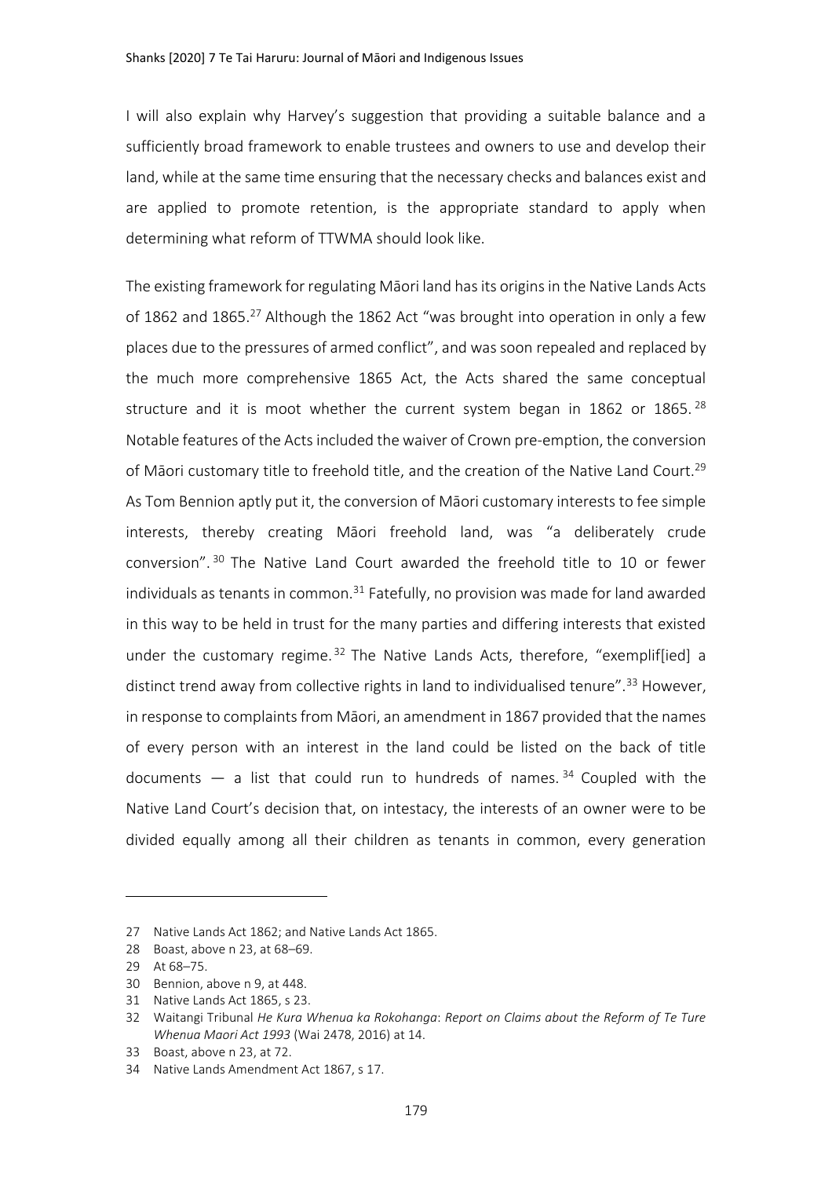I will also explain why Harvey's suggestion that providing a suitable balance and a sufficiently broad framework to enable trustees and owners to use and develop their land, while at the same time ensuring that the necessary checks and balances exist and are applied to promote retention, is the appropriate standard to apply when determining what reform of TTWMA should look like.

The existing framework for regulating Māori land has its origins in the Native Lands Acts of 1862 and 1865.[27] Although the 1862 Act "was brought into operation in only a few places due to the pressures of armed conflict", and was soon repealed and replaced by the much more comprehensive 1865 Act, the Acts shared the same conceptual structure and it is moot whether the current system began in 1862 or 1865.[28] Notable features of the Acts included the waiver of Crown pre-emption, the conversion of Māori customary title to freehold title, and the creation of the Native Land Court.[29] As Tom Bennion aptly put it, the conversion of Māori customary interests to fee simple interests, thereby creating Māori freehold land, was "a deliberately crude conversion".[30] The Native Land Court awarded the freehold title to 10 or fewer individuals as tenants in common.[31] Fatefully, no provision was made for land awarded in this way to be held in trust for the many parties and differing interests that existed under the customary regime.[32] The Native Lands Acts, therefore, "exemplif[ied] a distinct trend away from collective rights in land to individualised tenure".[33] However, in response to complaints from Māori, an amendment in 1867 provided that the names of every person with an interest in the land could be listed on the back of title documents — a list that could run to hundreds of names.[34] Coupled with the Native Land Court's decision that, on intestacy, the interests of an owner were to be divided equally among all their children as tenants in common, every generation

---

27 Native Lands Act 1862; and Native Lands Act 1865.

28 Boast, above n 23, at 68–69.

29 At 68–75.

30 Bennion, above n 9, at 448.

31 Native Lands Act 1865, s 23.

32 Waitangi Tribunal *He Kura Whenua ka Rokohanga*: *Report on Claims about the Reform of Te Ture Whenua Maori Act 1993* (Wai 2478, 2016) at 14.

33 Boast, above n 23, at 72.

34 Native Lands Amendment Act 1867, s 17.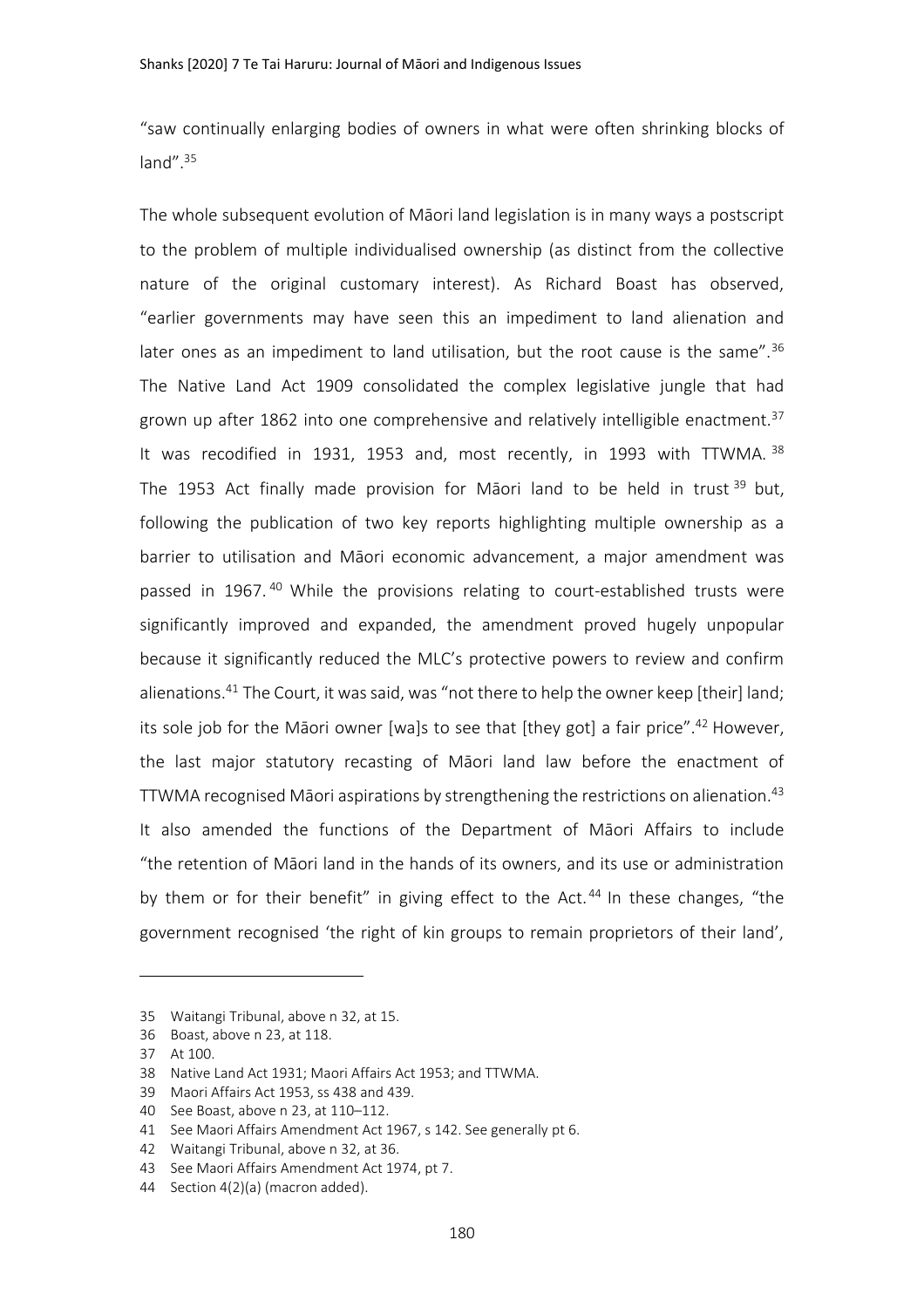"saw continually enlarging bodies of owners in what were often shrinking blocks of land".[35]

The whole subsequent evolution of Māori land legislation is in many ways a postscript to the problem of multiple individualised ownership (as distinct from the collective nature of the original customary interest). As Richard Boast has observed, "earlier governments may have seen this an impediment to land alienation and later ones as an impediment to land utilisation, but the root cause is the same".[36] The Native Land Act 1909 consolidated the complex legislative jungle that had grown up after 1862 into one comprehensive and relatively intelligible enactment.[37] It was recodified in 1931, 1953 and, most recently, in 1993 with TTWMA.[38] The 1953 Act finally made provision for Māori land to be held in trust[39] but, following the publication of two key reports highlighting multiple ownership as a barrier to utilisation and Māori economic advancement, a major amendment was passed in 1967.[40] While the provisions relating to court-established trusts were significantly improved and expanded, the amendment proved hugely unpopular because it significantly reduced the MLC's protective powers to review and confirm alienations.[41] The Court, it was said, was "not there to help the owner keep [their] land; its sole job for the Māori owner [wa]s to see that [they got] a fair price".[42] However, the last major statutory recasting of Māori land law before the enactment of TTWMA recognised Māori aspirations by strengthening the restrictions on alienation.[43] It also amended the functions of the Department of Māori Affairs to include "the retention of Māori land in the hands of its owners, and its use or administration by them or for their benefit" in giving effect to the Act.[44] In these changes, "the government recognised 'the right of kin groups to remain proprietors of their land',

---

35 Waitangi Tribunal, above n 32, at 15.

36 Boast, above n 23, at 118.

37 At 100.

38 Native Land Act 1931; Maori Affairs Act 1953; and TTWMA.

39 Maori Affairs Act 1953, ss 438 and 439.

40 See Boast, above n 23, at 110–112.

41 See Maori Affairs Amendment Act 1967, s 142. See generally pt 6.

42 Waitangi Tribunal, above n 32, at 36.

43 See Maori Affairs Amendment Act 1974, pt 7.

44 Section 4(2)(a) (macron added).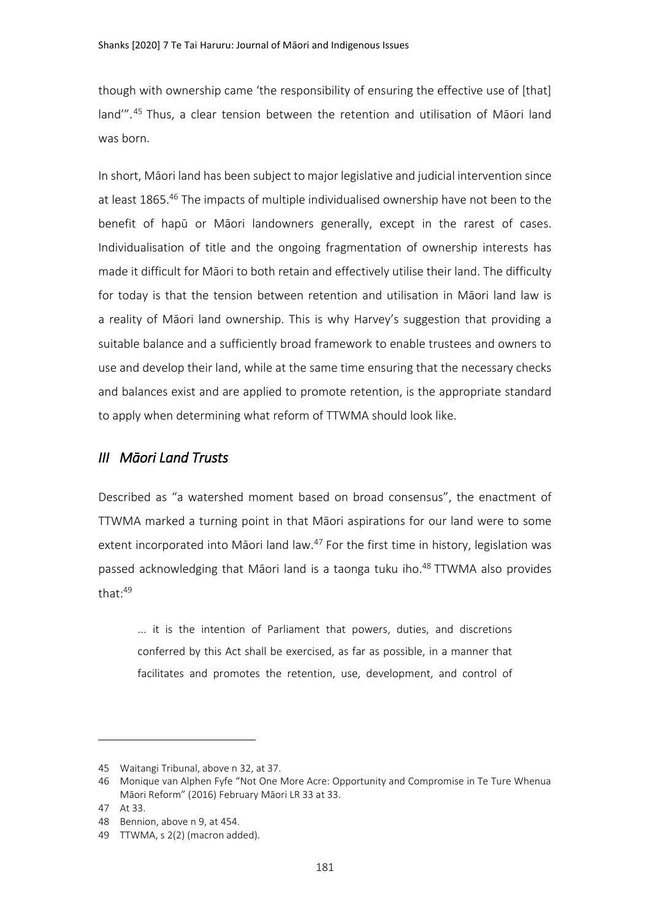though with ownership came 'the responsibility of ensuring the effective use of [that] land'".[45] Thus, a clear tension between the retention and utilisation of Māori land was born.

In short, Māori land has been subject to major legislative and judicial intervention since at least 1865.[46] The impacts of multiple individualised ownership have not been to the benefit of hapū or Māori landowners generally, except in the rarest of cases. Individualisation of title and the ongoing fragmentation of ownership interests has made it difficult for Māori to both retain and effectively utilise their land. The difficulty for today is that the tension between retention and utilisation in Māori land law is a reality of Māori land ownership. This is why Harvey's suggestion that providing a suitable balance and a sufficiently broad framework to enable trustees and owners to use and develop their land, while at the same time ensuring that the necessary checks and balances exist and are applied to promote retention, is the appropriate standard to apply when determining what reform of TTWMA should look like.

## *III Māori Land Trusts*

Described as "a watershed moment based on broad consensus", the enactment of TTWMA marked a turning point in that Māori aspirations for our land were to some extent incorporated into Māori land law.[47] For the first time in history, legislation was passed acknowledging that Māori land is a taonga tuku iho.[48] TTWMA also provides that:[49]

> ... it is the intention of Parliament that powers, duties, and discretions conferred by this Act shall be exercised, as far as possible, in a manner that facilitates and promotes the retention, use, development, and control of

---

45 Waitangi Tribunal, above n 32, at 37.

46 Monique van Alphen Fyfe "Not One More Acre: Opportunity and Compromise in Te Ture Whenua Māori Reform" (2016) February Māori LR 33 at 33.

47 At 33.

48 Bennion, above n 9, at 454.

49 TTWMA, s 2(2) (macron added).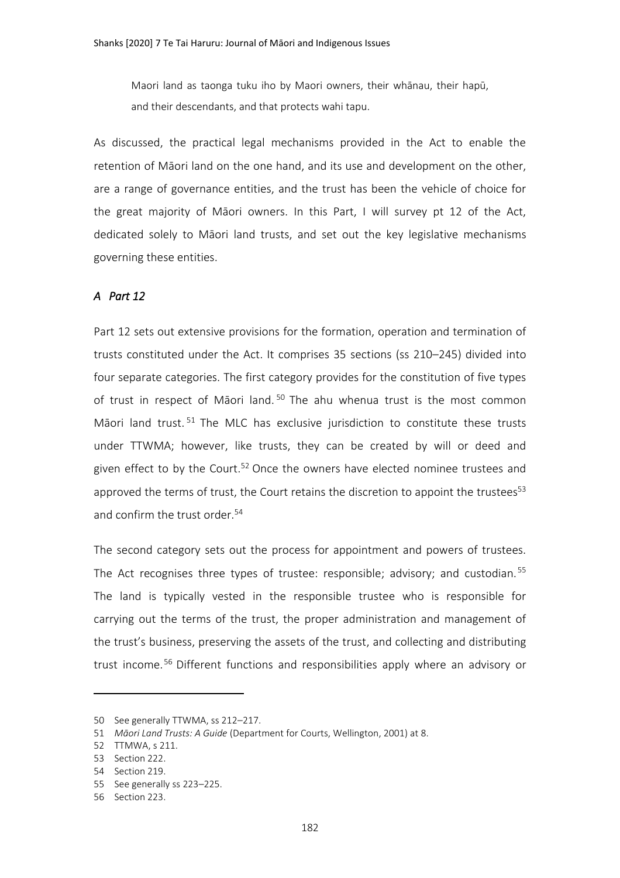> Maori land as taonga tuku iho by Maori owners, their whānau, their hapū, and their descendants, and that protects wahi tapu.

As discussed, the practical legal mechanisms provided in the Act to enable the retention of Māori land on the one hand, and its use and development on the other, are a range of governance entities, and the trust has been the vehicle of choice for the great majority of Māori owners. In this Part, I will survey pt 12 of the Act, dedicated solely to Māori land trusts, and set out the key legislative mechanisms governing these entities.

### *A Part 12*

Part 12 sets out extensive provisions for the formation, operation and termination of trusts constituted under the Act. It comprises 35 sections (ss 210–245) divided into four separate categories. The first category provides for the constitution of five types of trust in respect of Māori land.[50] The ahu whenua trust is the most common Māori land trust.[51] The MLC has exclusive jurisdiction to constitute these trusts under TTWMA; however, like trusts, they can be created by will or deed and given effect to by the Court.[52] Once the owners have elected nominee trustees and approved the terms of trust, the Court retains the discretion to appoint the trustees[53] and confirm the trust order.[54]

The second category sets out the process for appointment and powers of trustees. The Act recognises three types of trustee: responsible; advisory; and custodian.[55] The land is typically vested in the responsible trustee who is responsible for carrying out the terms of the trust, the proper administration and management of the trust's business, preserving the assets of the trust, and collecting and distributing trust income.[56] Different functions and responsibilities apply where an advisory or

---

50 See generally TTWMA, ss 212–217.

51 *Māori Land Trusts: A Guide* (Department for Courts, Wellington, 2001) at 8.

52 TTMWA, s 211.

53 Section 222.

54 Section 219.

55 See generally ss 223–225.

56 Section 223.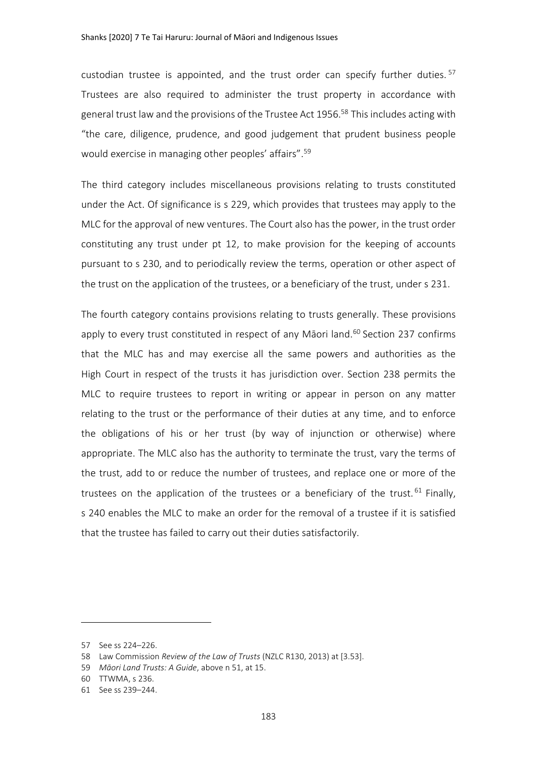custodian trustee is appointed, and the trust order can specify further duties.[57] Trustees are also required to administer the trust property in accordance with general trust law and the provisions of the Trustee Act 1956.[58] This includes acting with "the care, diligence, prudence, and good judgement that prudent business people would exercise in managing other peoples' affairs".[59]

The third category includes miscellaneous provisions relating to trusts constituted under the Act. Of significance is s 229, which provides that trustees may apply to the MLC for the approval of new ventures. The Court also has the power, in the trust order constituting any trust under pt 12, to make provision for the keeping of accounts pursuant to s 230, and to periodically review the terms, operation or other aspect of the trust on the application of the trustees, or a beneficiary of the trust, under s 231.

The fourth category contains provisions relating to trusts generally. These provisions apply to every trust constituted in respect of any Māori land.[60] Section 237 confirms that the MLC has and may exercise all the same powers and authorities as the High Court in respect of the trusts it has jurisdiction over. Section 238 permits the MLC to require trustees to report in writing or appear in person on any matter relating to the trust or the performance of their duties at any time, and to enforce the obligations of his or her trust (by way of injunction or otherwise) where appropriate. The MLC also has the authority to terminate the trust, vary the terms of the trust, add to or reduce the number of trustees, and replace one or more of the trustees on the application of the trustees or a beneficiary of the trust.[61] Finally, s 240 enables the MLC to make an order for the removal of a trustee if it is satisfied that the trustee has failed to carry out their duties satisfactorily.

---

57 See ss 224–226.

58 Law Commission *Review of the Law of Trusts* (NZLC R130, 2013) at [3.53].

59 *Māori Land Trusts: A Guide*, above n 51, at 15.

60 TTWMA, s 236.

61 See ss 239–244.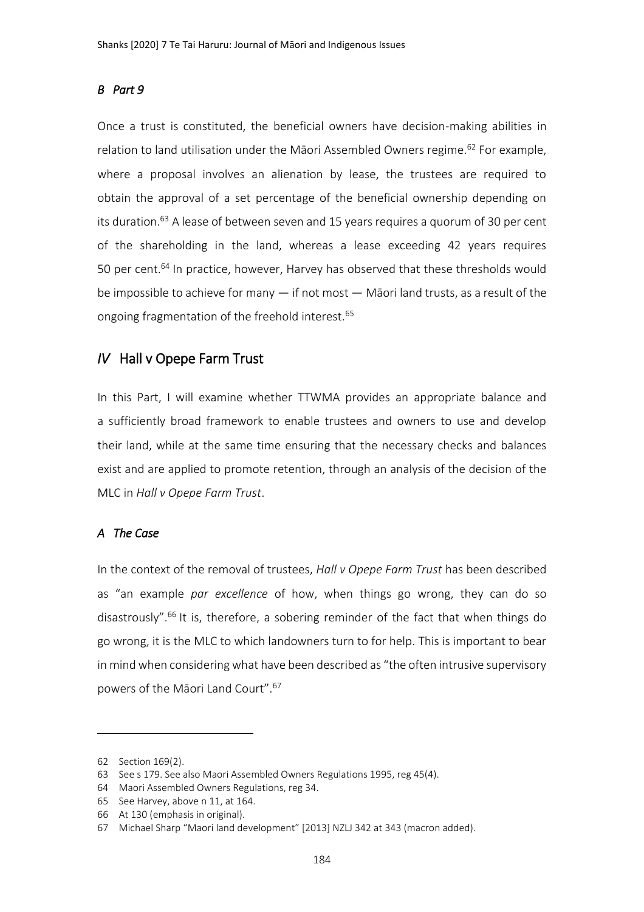### *B Part 9*

Once a trust is constituted, the beneficial owners have decision-making abilities in relation to land utilisation under the Māori Assembled Owners regime.[62] For example, where a proposal involves an alienation by lease, the trustees are required to obtain the approval of a set percentage of the beneficial ownership depending on its duration.[63] A lease of between seven and 15 years requires a quorum of 30 per cent of the shareholding in the land, whereas a lease exceeding 42 years requires 50 per cent.[64] In practice, however, Harvey has observed that these thresholds would be impossible to achieve for many — if not most — Māori land trusts, as a result of the ongoing fragmentation of the freehold interest.[65]

## *IV* Hall v Opepe Farm Trust

In this Part, I will examine whether TTWMA provides an appropriate balance and a sufficiently broad framework to enable trustees and owners to use and develop their land, while at the same time ensuring that the necessary checks and balances exist and are applied to promote retention, through an analysis of the decision of the MLC in *Hall v Opepe Farm Trust*.

### *A The Case*

In the context of the removal of trustees, *Hall v Opepe Farm Trust* has been described as "an example *par excellence* of how, when things go wrong, they can do so disastrously".[66] It is, therefore, a sobering reminder of the fact that when things do go wrong, it is the MLC to which landowners turn to for help. This is important to bear in mind when considering what have been described as "the often intrusive supervisory powers of the Māori Land Court".[67]

---

62 Section 169(2).

63 See s 179. See also Maori Assembled Owners Regulations 1995, reg 45(4).

64 Maori Assembled Owners Regulations, reg 34.

65 See Harvey, above n 11, at 164.

66 At 130 (emphasis in original).

67 Michael Sharp "Maori land development" [2013] NZLJ 342 at 343 (macron added).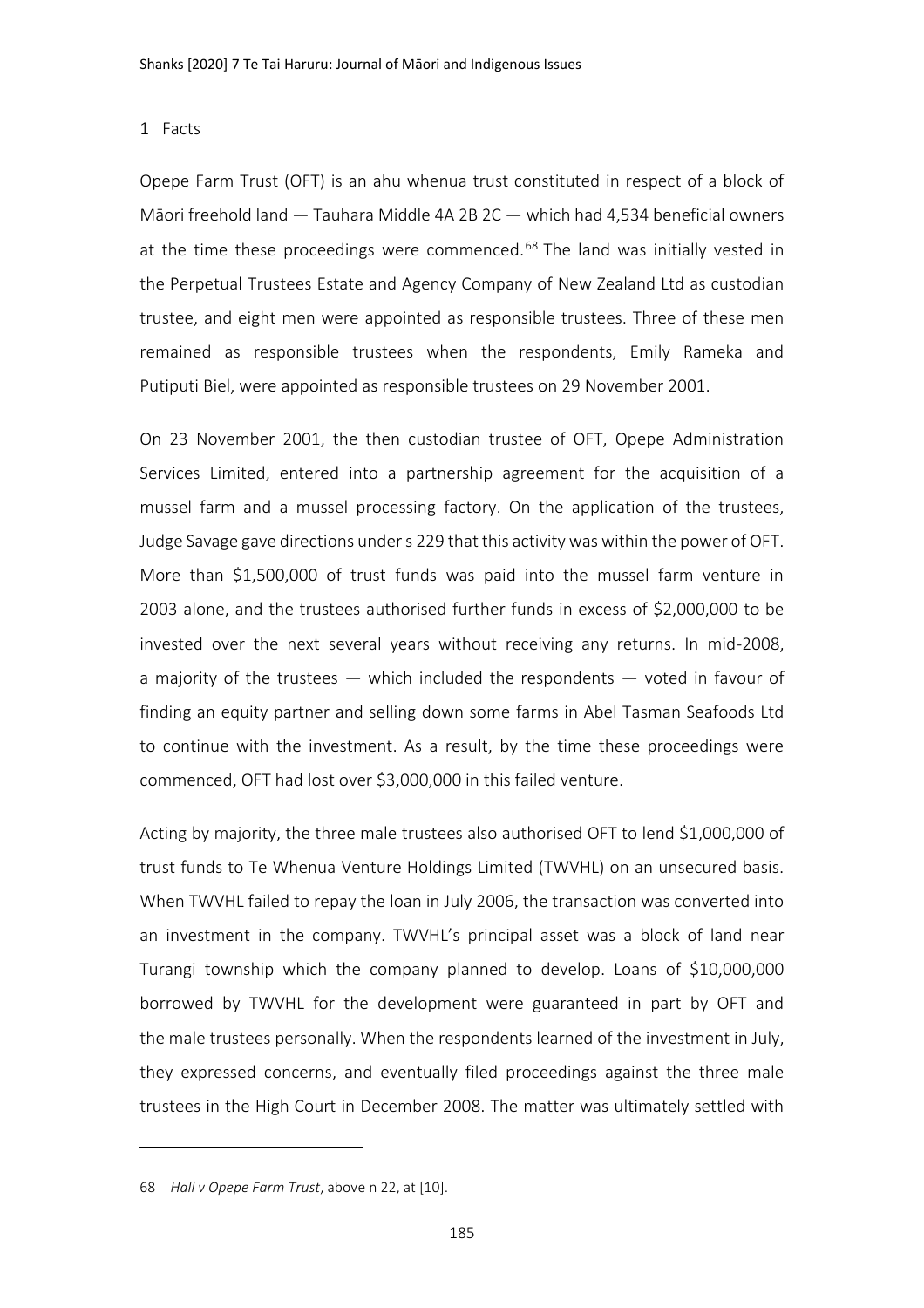### 1 Facts

Opepe Farm Trust (OFT) is an ahu whenua trust constituted in respect of a block of Māori freehold land — Tauhara Middle 4A 2B 2C — which had 4,534 beneficial owners at the time these proceedings were commenced.[68] The land was initially vested in the Perpetual Trustees Estate and Agency Company of New Zealand Ltd as custodian trustee, and eight men were appointed as responsible trustees. Three of these men remained as responsible trustees when the respondents, Emily Rameka and Putiputi Biel, were appointed as responsible trustees on 29 November 2001.

On 23 November 2001, the then custodian trustee of OFT, Opepe Administration Services Limited, entered into a partnership agreement for the acquisition of a mussel farm and a mussel processing factory. On the application of the trustees, Judge Savage gave directions under s 229 that this activity was within the power of OFT. More than $1,500,000 of trust funds was paid into the mussel farm venture in 2003 alone, and the trustees authorised further funds in excess of $2,000,000 to be invested over the next several years without receiving any returns. In mid-2008, a majority of the trustees — which included the respondents — voted in favour of finding an equity partner and selling down some farms in Abel Tasman Seafoods Ltd to continue with the investment. As a result, by the time these proceedings were commenced, OFT had lost over $3,000,000 in this failed venture.

Acting by majority, the three male trustees also authorised OFT to lend $1,000,000 of trust funds to Te Whenua Venture Holdings Limited (TWVHL) on an unsecured basis. When TWVHL failed to repay the loan in July 2006, the transaction was converted into an investment in the company. TWVHL's principal asset was a block of land near Turangi township which the company planned to develop. Loans of $10,000,000 borrowed by TWVHL for the development were guaranteed in part by OFT and the male trustees personally. When the respondents learned of the investment in July, they expressed concerns, and eventually filed proceedings against the three male trustees in the High Court in December 2008. The matter was ultimately settled with

---

68 *Hall v Opepe Farm Trust*, above n 22, at [10].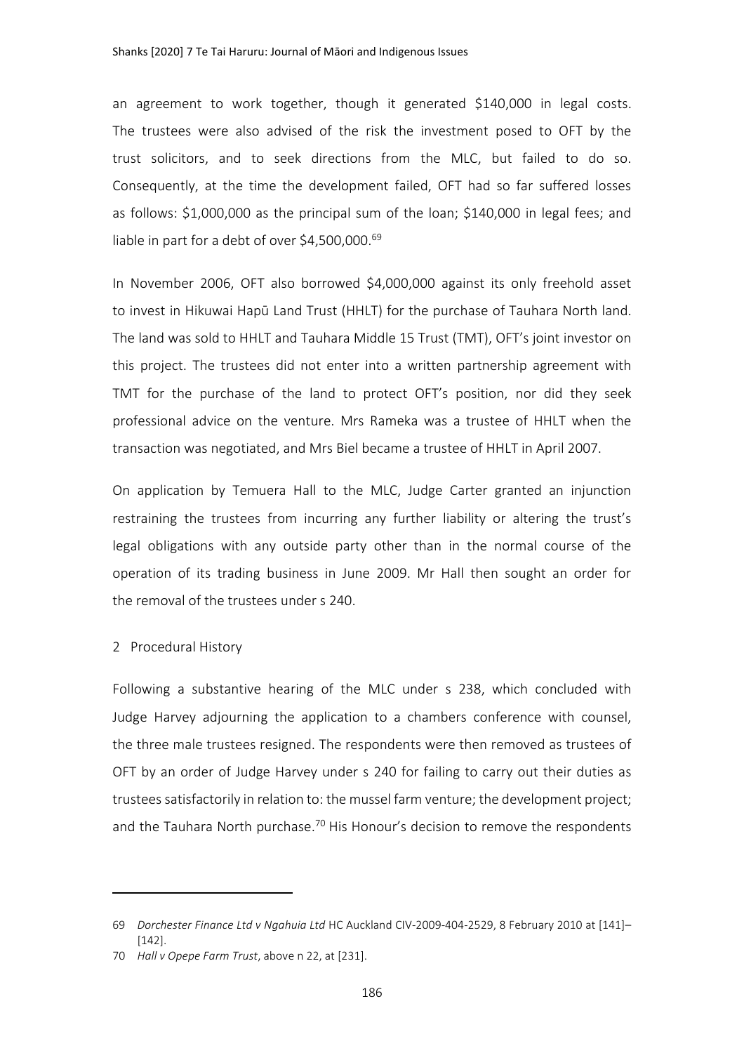an agreement to work together, though it generated $140,000 in legal costs. The trustees were also advised of the risk the investment posed to OFT by the trust solicitors, and to seek directions from the MLC, but failed to do so. Consequently, at the time the development failed, OFT had so far suffered losses as follows: $1,000,000 as the principal sum of the loan; $140,000 in legal fees; and liable in part for a debt of over $4,500,000.[69]

In November 2006, OFT also borrowed $4,000,000 against its only freehold asset to invest in Hikuwai Hapū Land Trust (HHLT) for the purchase of Tauhara North land. The land was sold to HHLT and Tauhara Middle 15 Trust (TMT), OFT's joint investor on this project. The trustees did not enter into a written partnership agreement with TMT for the purchase of the land to protect OFT's position, nor did they seek professional advice on the venture. Mrs Rameka was a trustee of HHLT when the transaction was negotiated, and Mrs Biel became a trustee of HHLT in April 2007.

On application by Temuera Hall to the MLC, Judge Carter granted an injunction restraining the trustees from incurring any further liability or altering the trust's legal obligations with any outside party other than in the normal course of the operation of its trading business in June 2009. Mr Hall then sought an order for the removal of the trustees under s 240.

## 2 Procedural History

Following a substantive hearing of the MLC under s 238, which concluded with Judge Harvey adjourning the application to a chambers conference with counsel, the three male trustees resigned. The respondents were then removed as trustees of OFT by an order of Judge Harvey under s 240 for failing to carry out their duties as trustees satisfactorily in relation to: the mussel farm venture; the development project; and the Tauhara North purchase.[70] His Honour's decision to remove the respondents

---

69 *Dorchester Finance Ltd v Ngahuia Ltd* HC Auckland CIV-2009-404-2529, 8 February 2010 at [141]–[142].

70 *Hall v Opepe Farm Trust*, above n 22, at [231].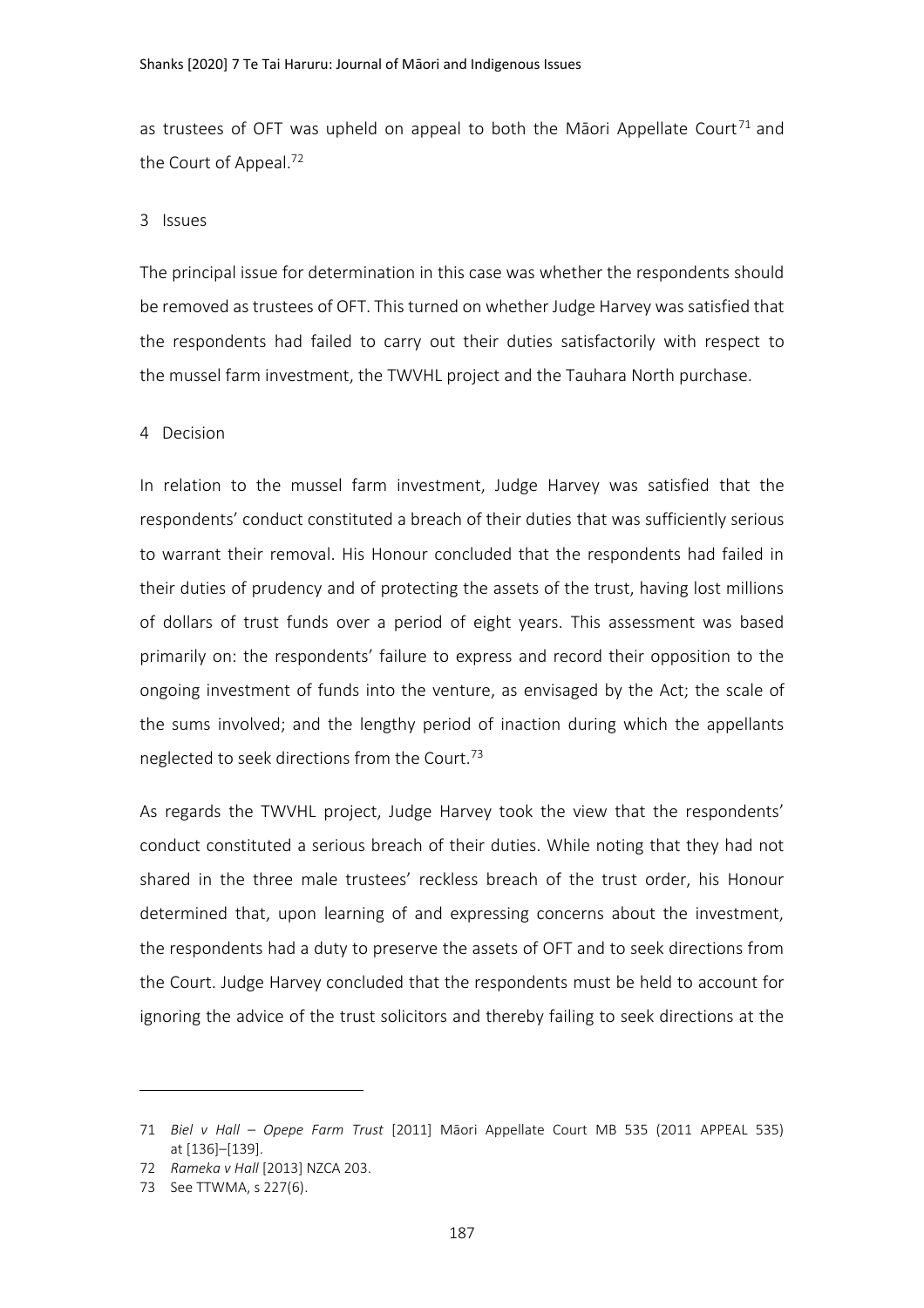as trustees of OFT was upheld on appeal to both the Māori Appellate Court[71] and the Court of Appeal.[72]

## 3 Issues

The principal issue for determination in this case was whether the respondents should be removed as trustees of OFT. This turned on whether Judge Harvey was satisfied that the respondents had failed to carry out their duties satisfactorily with respect to the mussel farm investment, the TWVHL project and the Tauhara North purchase.

## 4 Decision

In relation to the mussel farm investment, Judge Harvey was satisfied that the respondents' conduct constituted a breach of their duties that was sufficiently serious to warrant their removal. His Honour concluded that the respondents had failed in their duties of prudency and of protecting the assets of the trust, having lost millions of dollars of trust funds over a period of eight years. This assessment was based primarily on: the respondents' failure to express and record their opposition to the ongoing investment of funds into the venture, as envisaged by the Act; the scale of the sums involved; and the lengthy period of inaction during which the appellants neglected to seek directions from the Court.[73]

As regards the TWVHL project, Judge Harvey took the view that the respondents' conduct constituted a serious breach of their duties. While noting that they had not shared in the three male trustees' reckless breach of the trust order, his Honour determined that, upon learning of and expressing concerns about the investment, the respondents had a duty to preserve the assets of OFT and to seek directions from the Court. Judge Harvey concluded that the respondents must be held to account for ignoring the advice of the trust solicitors and thereby failing to seek directions at the

---

71 *Biel v Hall – Opepe Farm Trust* [2011] Māori Appellate Court MB 535 (2011 APPEAL 535) at [136]–[139].

72 *Rameka v Hall* [2013] NZCA 203.

73 See TTWMA, s 227(6).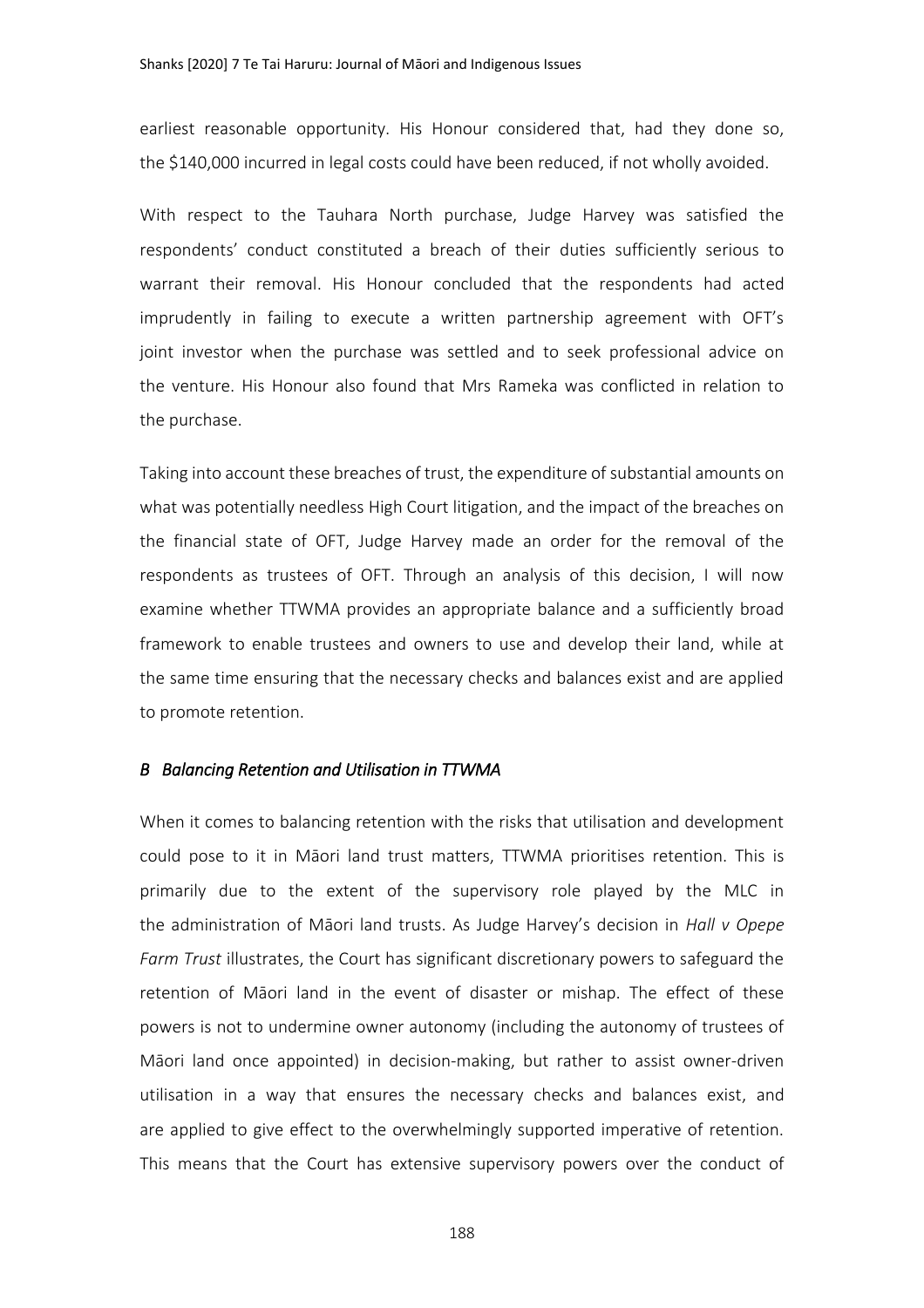earliest reasonable opportunity. His Honour considered that, had they done so, the $140,000 incurred in legal costs could have been reduced, if not wholly avoided.

With respect to the Tauhara North purchase, Judge Harvey was satisfied the respondents' conduct constituted a breach of their duties sufficiently serious to warrant their removal. His Honour concluded that the respondents had acted imprudently in failing to execute a written partnership agreement with OFT's joint investor when the purchase was settled and to seek professional advice on the venture. His Honour also found that Mrs Rameka was conflicted in relation to the purchase.

Taking into account these breaches of trust, the expenditure of substantial amounts on what was potentially needless High Court litigation, and the impact of the breaches on the financial state of OFT, Judge Harvey made an order for the removal of the respondents as trustees of OFT. Through an analysis of this decision, I will now examine whether TTWMA provides an appropriate balance and a sufficiently broad framework to enable trustees and owners to use and develop their land, while at the same time ensuring that the necessary checks and balances exist and are applied to promote retention.

### *B Balancing Retention and Utilisation in TTWMA*

When it comes to balancing retention with the risks that utilisation and development could pose to it in Māori land trust matters, TTWMA prioritises retention. This is primarily due to the extent of the supervisory role played by the MLC in the administration of Māori land trusts. As Judge Harvey's decision in *Hall v Opepe Farm Trust* illustrates, the Court has significant discretionary powers to safeguard the retention of Māori land in the event of disaster or mishap. The effect of these powers is not to undermine owner autonomy (including the autonomy of trustees of Māori land once appointed) in decision-making, but rather to assist owner-driven utilisation in a way that ensures the necessary checks and balances exist, and are applied to give effect to the overwhelmingly supported imperative of retention. This means that the Court has extensive supervisory powers over the conduct of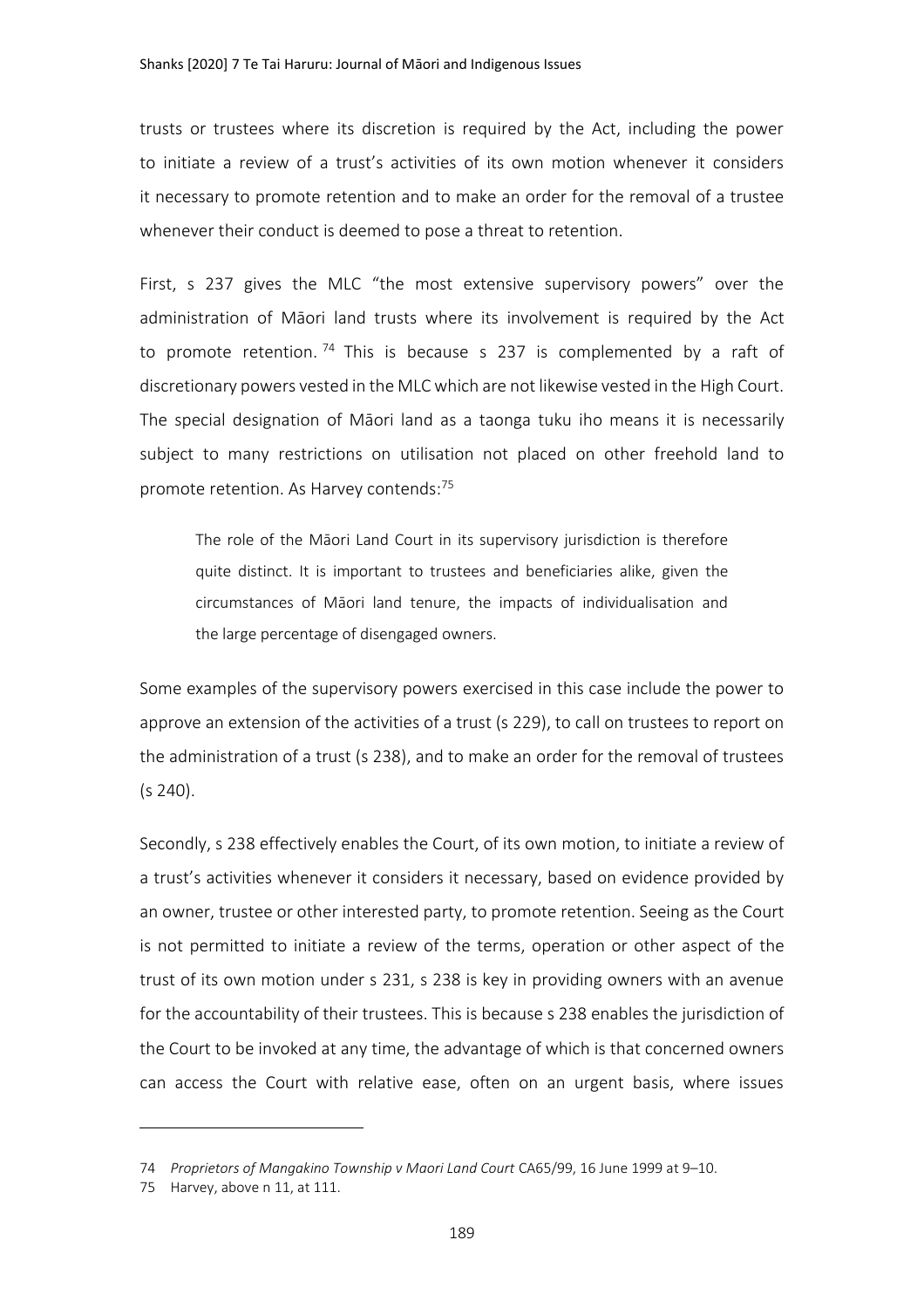trusts or trustees where its discretion is required by the Act, including the power to initiate a review of a trust's activities of its own motion whenever it considers it necessary to promote retention and to make an order for the removal of a trustee whenever their conduct is deemed to pose a threat to retention.

First, s 237 gives the MLC "the most extensive supervisory powers" over the administration of Māori land trusts where its involvement is required by the Act to promote retention.[74] This is because s 237 is complemented by a raft of discretionary powers vested in the MLC which are not likewise vested in the High Court. The special designation of Māori land as a taonga tuku iho means it is necessarily subject to many restrictions on utilisation not placed on other freehold land to promote retention. As Harvey contends:[75]

> The role of the Māori Land Court in its supervisory jurisdiction is therefore quite distinct. It is important to trustees and beneficiaries alike, given the circumstances of Māori land tenure, the impacts of individualisation and the large percentage of disengaged owners.

Some examples of the supervisory powers exercised in this case include the power to approve an extension of the activities of a trust (s 229), to call on trustees to report on the administration of a trust (s 238), and to make an order for the removal of trustees (s 240).

Secondly, s 238 effectively enables the Court, of its own motion, to initiate a review of a trust's activities whenever it considers it necessary, based on evidence provided by an owner, trustee or other interested party, to promote retention. Seeing as the Court is not permitted to initiate a review of the terms, operation or other aspect of the trust of its own motion under s 231, s 238 is key in providing owners with an avenue for the accountability of their trustees. This is because s 238 enables the jurisdiction of the Court to be invoked at any time, the advantage of which is that concerned owners can access the Court with relative ease, often on an urgent basis, where issues

---

74 *Proprietors of Mangakino Township v Maori Land Court* CA65/99, 16 June 1999 at 9–10.

75 Harvey, above n 11, at 111.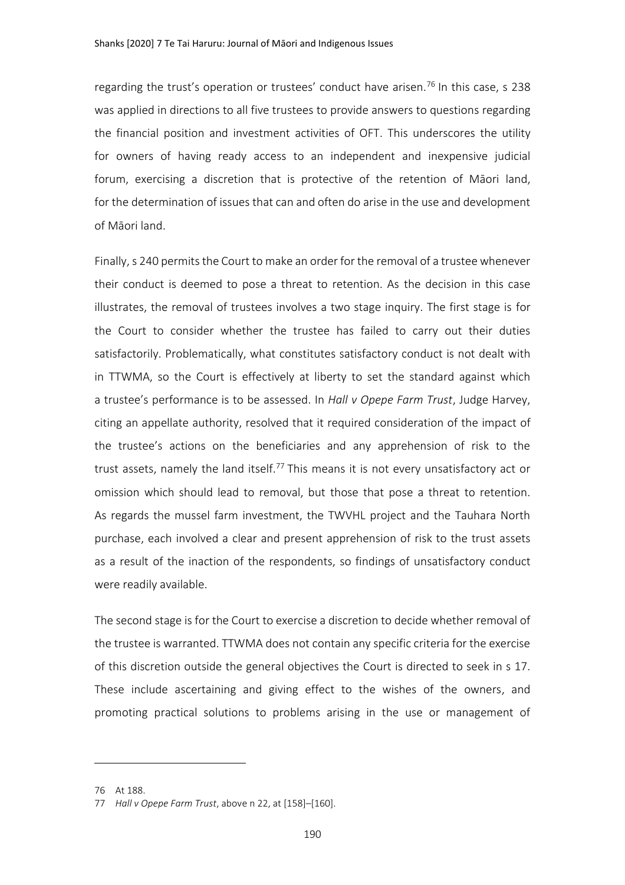regarding the trust's operation or trustees' conduct have arisen.[76] In this case, s 238 was applied in directions to all five trustees to provide answers to questions regarding the financial position and investment activities of OFT. This underscores the utility for owners of having ready access to an independent and inexpensive judicial forum, exercising a discretion that is protective of the retention of Māori land, for the determination of issues that can and often do arise in the use and development of Māori land.

Finally, s 240 permits the Court to make an order for the removal of a trustee whenever their conduct is deemed to pose a threat to retention. As the decision in this case illustrates, the removal of trustees involves a two stage inquiry. The first stage is for the Court to consider whether the trustee has failed to carry out their duties satisfactorily. Problematically, what constitutes satisfactory conduct is not dealt with in TTWMA, so the Court is effectively at liberty to set the standard against which a trustee's performance is to be assessed. In *Hall v Opepe Farm Trust*, Judge Harvey, citing an appellate authority, resolved that it required consideration of the impact of the trustee's actions on the beneficiaries and any apprehension of risk to the trust assets, namely the land itself.[77] This means it is not every unsatisfactory act or omission which should lead to removal, but those that pose a threat to retention. As regards the mussel farm investment, the TWVHL project and the Tauhara North purchase, each involved a clear and present apprehension of risk to the trust assets as a result of the inaction of the respondents, so findings of unsatisfactory conduct were readily available.

The second stage is for the Court to exercise a discretion to decide whether removal of the trustee is warranted. TTWMA does not contain any specific criteria for the exercise of this discretion outside the general objectives the Court is directed to seek in s 17. These include ascertaining and giving effect to the wishes of the owners, and promoting practical solutions to problems arising in the use or management of

---

76 At 188.

77 *Hall v Opepe Farm Trust*, above n 22, at [158]–[160].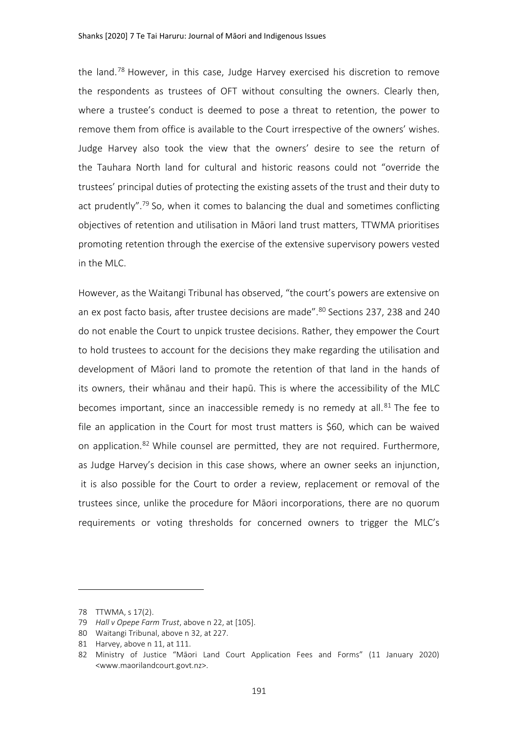the land.[78] However, in this case, Judge Harvey exercised his discretion to remove the respondents as trustees of OFT without consulting the owners. Clearly then, where a trustee's conduct is deemed to pose a threat to retention, the power to remove them from office is available to the Court irrespective of the owners' wishes. Judge Harvey also took the view that the owners' desire to see the return of the Tauhara North land for cultural and historic reasons could not "override the trustees' principal duties of protecting the existing assets of the trust and their duty to act prudently".[79] So, when it comes to balancing the dual and sometimes conflicting objectives of retention and utilisation in Māori land trust matters, TTWMA prioritises promoting retention through the exercise of the extensive supervisory powers vested in the MLC.

However, as the Waitangi Tribunal has observed, "the court's powers are extensive on an ex post facto basis, after trustee decisions are made".[80] Sections 237, 238 and 240 do not enable the Court to unpick trustee decisions. Rather, they empower the Court to hold trustees to account for the decisions they make regarding the utilisation and development of Māori land to promote the retention of that land in the hands of its owners, their whānau and their hapū. This is where the accessibility of the MLC becomes important, since an inaccessible remedy is no remedy at all.[81] The fee to file an application in the Court for most trust matters is $60, which can be waived on application.[82] While counsel are permitted, they are not required. Furthermore, as Judge Harvey's decision in this case shows, where an owner seeks an injunction, it is also possible for the Court to order a review, replacement or removal of the trustees since, unlike the procedure for Māori incorporations, there are no quorum requirements or voting thresholds for concerned owners to trigger the MLC's

---

78 TTWMA, s 17(2).

79 *Hall v Opepe Farm Trust*, above n 22, at [105].

80 Waitangi Tribunal, above n 32, at 227.

81 Harvey, above n 11, at 111.

82 Ministry of Justice "Māori Land Court Application Fees and Forms" (11 January 2020) <www.maorilandcourt.govt.nz>.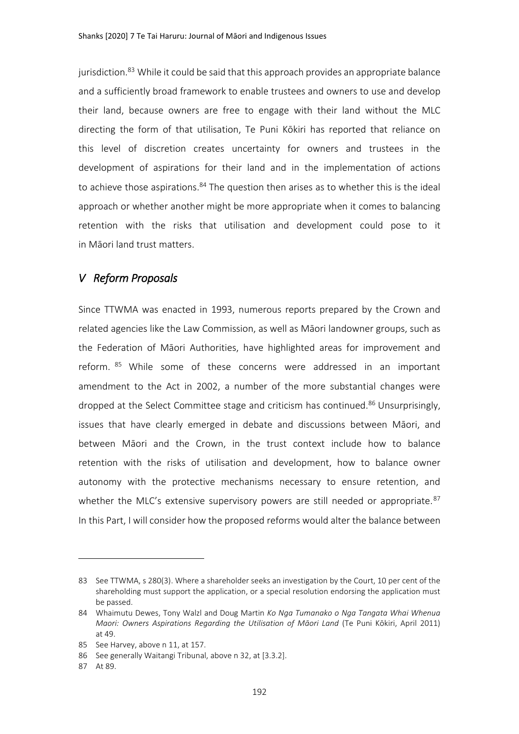jurisdiction.[83] While it could be said that this approach provides an appropriate balance and a sufficiently broad framework to enable trustees and owners to use and develop their land, because owners are free to engage with their land without the MLC directing the form of that utilisation, Te Puni Kōkiri has reported that reliance on this level of discretion creates uncertainty for owners and trustees in the development of aspirations for their land and in the implementation of actions to achieve those aspirations.[84] The question then arises as to whether this is the ideal approach or whether another might be more appropriate when it comes to balancing retention with the risks that utilisation and development could pose to it in Māori land trust matters.

## *V Reform Proposals*

Since TTWMA was enacted in 1993, numerous reports prepared by the Crown and related agencies like the Law Commission, as well as Māori landowner groups, such as the Federation of Māori Authorities, have highlighted areas for improvement and reform.[85] While some of these concerns were addressed in an important amendment to the Act in 2002, a number of the more substantial changes were dropped at the Select Committee stage and criticism has continued.[86] Unsurprisingly, issues that have clearly emerged in debate and discussions between Māori, and between Māori and the Crown, in the trust context include how to balance retention with the risks of utilisation and development, how to balance owner autonomy with the protective mechanisms necessary to ensure retention, and whether the MLC's extensive supervisory powers are still needed or appropriate.[87] In this Part, I will consider how the proposed reforms would alter the balance between

---

83 See TTWMA, s 280(3). Where a shareholder seeks an investigation by the Court, 10 per cent of the shareholding must support the application, or a special resolution endorsing the application must be passed.

84 Whaimutu Dewes, Tony Walzl and Doug Martin *Ko Nga Tumanako o Nga Tangata Whai Whenua Maori: Owners Aspirations Regarding the Utilisation of Māori Land* (Te Puni Kōkiri, April 2011) at 49.

85 See Harvey, above n 11, at 157.

86 See generally Waitangi Tribunal, above n 32, at [3.3.2].

87 At 89.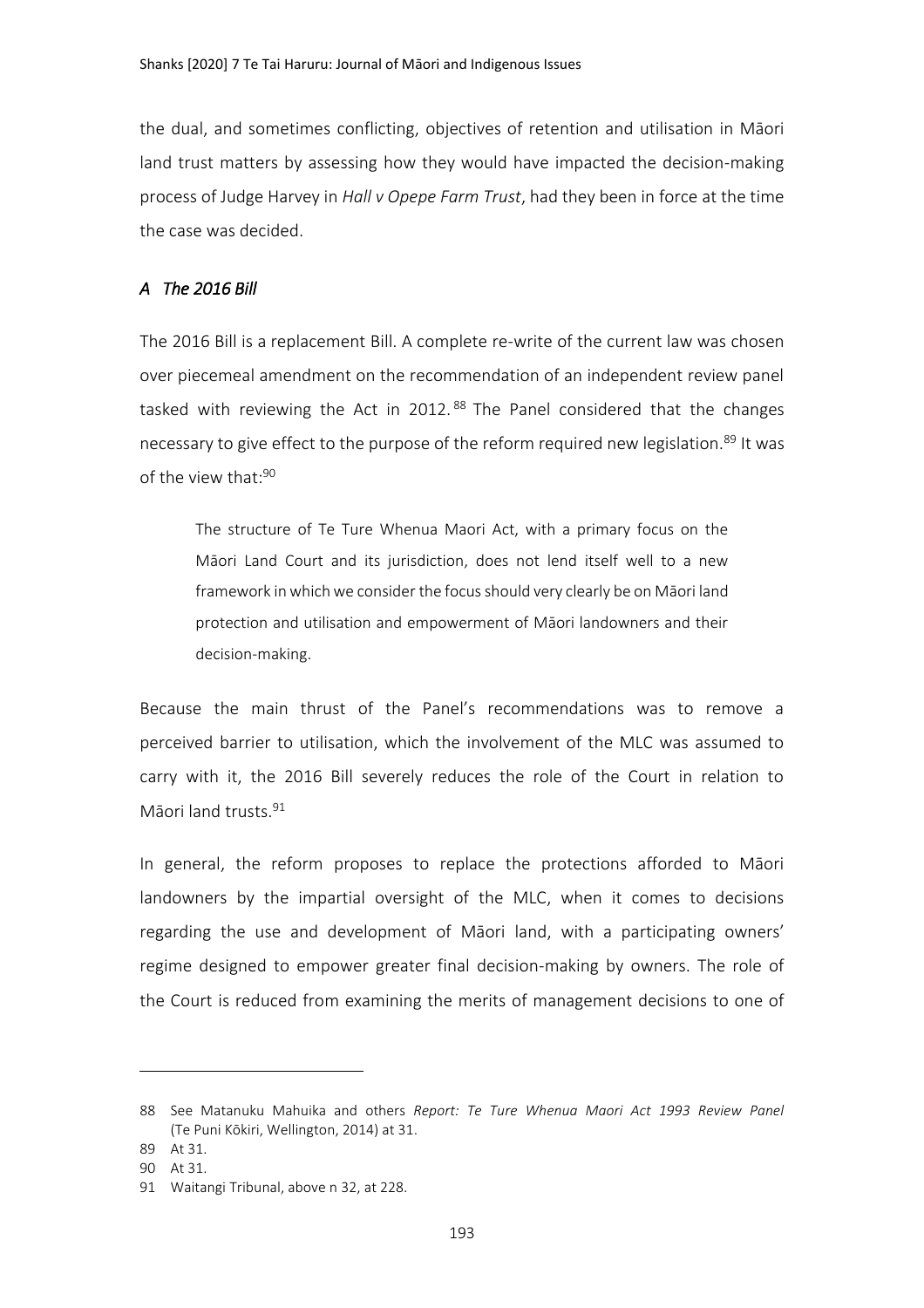the dual, and sometimes conflicting, objectives of retention and utilisation in Māori land trust matters by assessing how they would have impacted the decision-making process of Judge Harvey in *Hall v Opepe Farm Trust*, had they been in force at the time the case was decided.

### *A The 2016 Bill*

The 2016 Bill is a replacement Bill. A complete re-write of the current law was chosen over piecemeal amendment on the recommendation of an independent review panel tasked with reviewing the Act in 2012.[88] The Panel considered that the changes necessary to give effect to the purpose of the reform required new legislation.[89] It was of the view that:[90]

> The structure of Te Ture Whenua Maori Act, with a primary focus on the Māori Land Court and its jurisdiction, does not lend itself well to a new framework in which we consider the focus should very clearly be on Māori land protection and utilisation and empowerment of Māori landowners and their decision-making.

Because the main thrust of the Panel's recommendations was to remove a perceived barrier to utilisation, which the involvement of the MLC was assumed to carry with it, the 2016 Bill severely reduces the role of the Court in relation to Māori land trusts.[91]

In general, the reform proposes to replace the protections afforded to Māori landowners by the impartial oversight of the MLC, when it comes to decisions regarding the use and development of Māori land, with a participating owners' regime designed to empower greater final decision-making by owners. The role of the Court is reduced from examining the merits of management decisions to one of

---

88 See Matanuku Mahuika and others *Report: Te Ture Whenua Maori Act 1993 Review Panel* (Te Puni Kōkiri, Wellington, 2014) at 31.

89 At 31.

90 At 31.

91 Waitangi Tribunal, above n 32, at 228.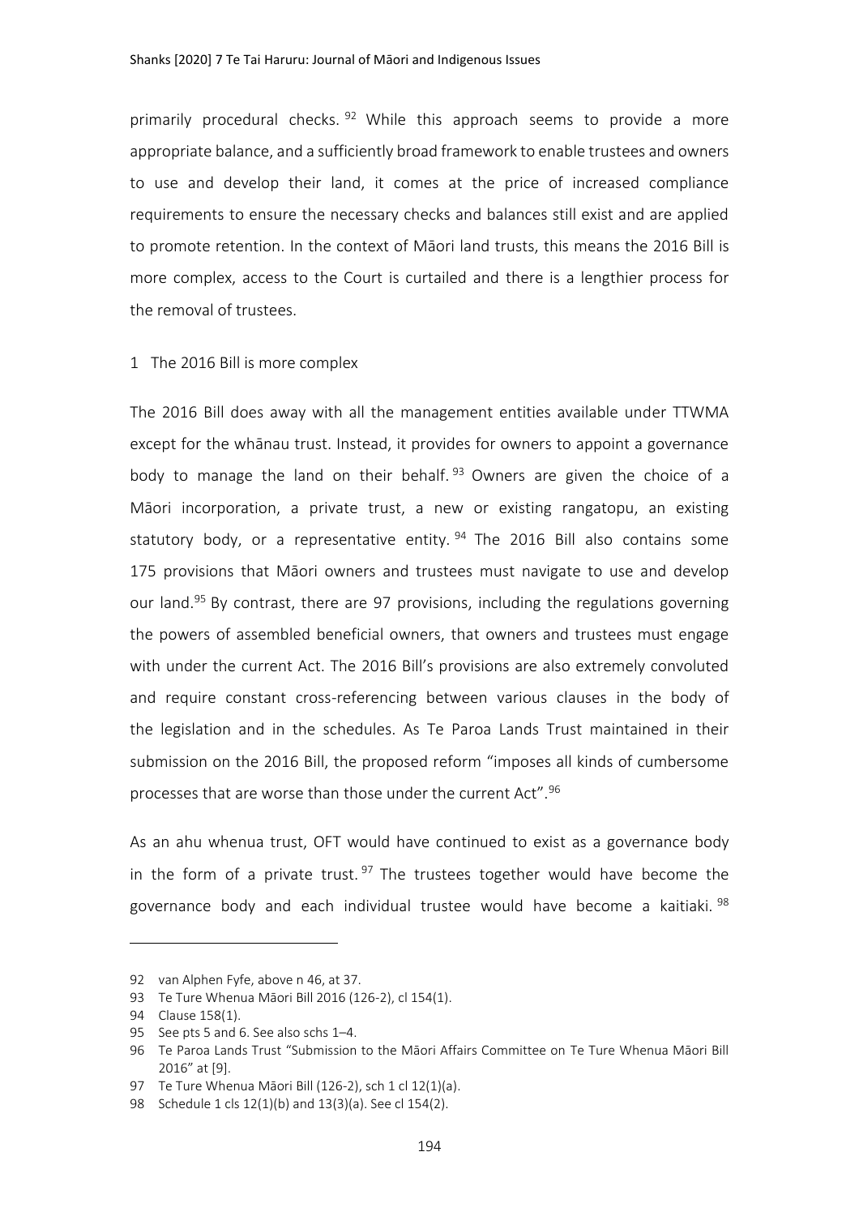primarily procedural checks.[92] While this approach seems to provide a more appropriate balance, and a sufficiently broad framework to enable trustees and owners to use and develop their land, it comes at the price of increased compliance requirements to ensure the necessary checks and balances still exist and are applied to promote retention. In the context of Māori land trusts, this means the 2016 Bill is more complex, access to the Court is curtailed and there is a lengthier process for the removal of trustees.

### 1 The 2016 Bill is more complex

The 2016 Bill does away with all the management entities available under TTWMA except for the whānau trust. Instead, it provides for owners to appoint a governance body to manage the land on their behalf.[93] Owners are given the choice of a Māori incorporation, a private trust, a new or existing rangatopu, an existing statutory body, or a representative entity.[94] The 2016 Bill also contains some 175 provisions that Māori owners and trustees must navigate to use and develop our land.[95] By contrast, there are 97 provisions, including the regulations governing the powers of assembled beneficial owners, that owners and trustees must engage with under the current Act. The 2016 Bill's provisions are also extremely convoluted and require constant cross-referencing between various clauses in the body of the legislation and in the schedules. As Te Paroa Lands Trust maintained in their submission on the 2016 Bill, the proposed reform "imposes all kinds of cumbersome processes that are worse than those under the current Act".[96]

As an ahu whenua trust, OFT would have continued to exist as a governance body in the form of a private trust.[97] The trustees together would have become the governance body and each individual trustee would have become a kaitiaki.[98]

---

92 van Alphen Fyfe, above n 46, at 37.

93 Te Ture Whenua Māori Bill 2016 (126-2), cl 154(1).

94 Clause 158(1).

95 See pts 5 and 6. See also schs 1–4.

96 Te Paroa Lands Trust "Submission to the Māori Affairs Committee on Te Ture Whenua Māori Bill 2016" at [9].

97 Te Ture Whenua Māori Bill (126-2), sch 1 cl 12(1)(a).

98 Schedule 1 cls 12(1)(b) and 13(3)(a). See cl 154(2).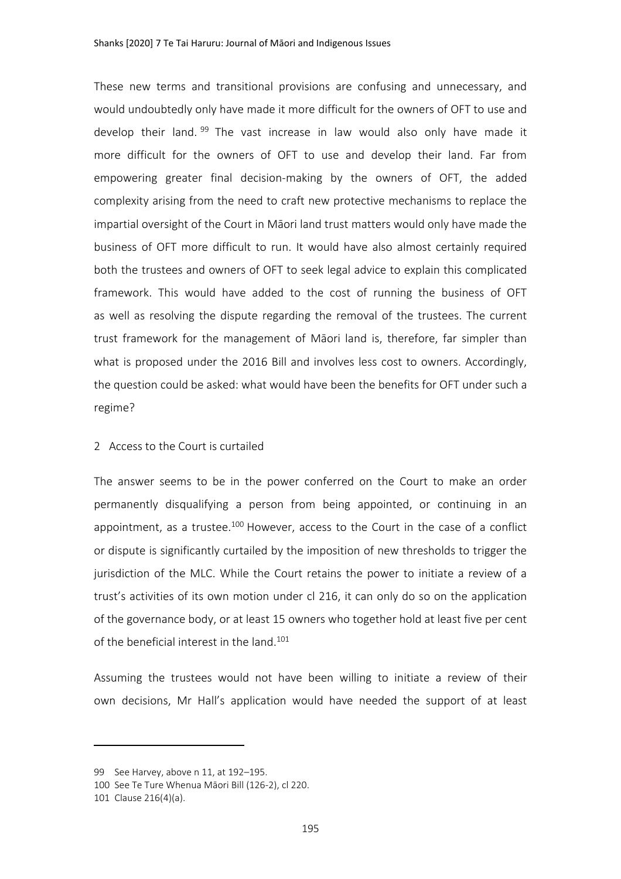These new terms and transitional provisions are confusing and unnecessary, and would undoubtedly only have made it more difficult for the owners of OFT to use and develop their land.[99] The vast increase in law would also only have made it more difficult for the owners of OFT to use and develop their land. Far from empowering greater final decision-making by the owners of OFT, the added complexity arising from the need to craft new protective mechanisms to replace the impartial oversight of the Court in Māori land trust matters would only have made the business of OFT more difficult to run. It would have also almost certainly required both the trustees and owners of OFT to seek legal advice to explain this complicated framework. This would have added to the cost of running the business of OFT as well as resolving the dispute regarding the removal of the trustees. The current trust framework for the management of Māori land is, therefore, far simpler than what is proposed under the 2016 Bill and involves less cost to owners. Accordingly, the question could be asked: what would have been the benefits for OFT under such a regime?

### 2 Access to the Court is curtailed

The answer seems to be in the power conferred on the Court to make an order permanently disqualifying a person from being appointed, or continuing in an appointment, as a trustee.[100] However, access to the Court in the case of a conflict or dispute is significantly curtailed by the imposition of new thresholds to trigger the jurisdiction of the MLC. While the Court retains the power to initiate a review of a trust's activities of its own motion under cl 216, it can only do so on the application of the governance body, or at least 15 owners who together hold at least five per cent of the beneficial interest in the land.[101]

Assuming the trustees would not have been willing to initiate a review of their own decisions, Mr Hall's application would have needed the support of at least

---

99 See Harvey, above n 11, at 192–195.

100 See Te Ture Whenua Māori Bill (126-2), cl 220.

101 Clause 216(4)(a).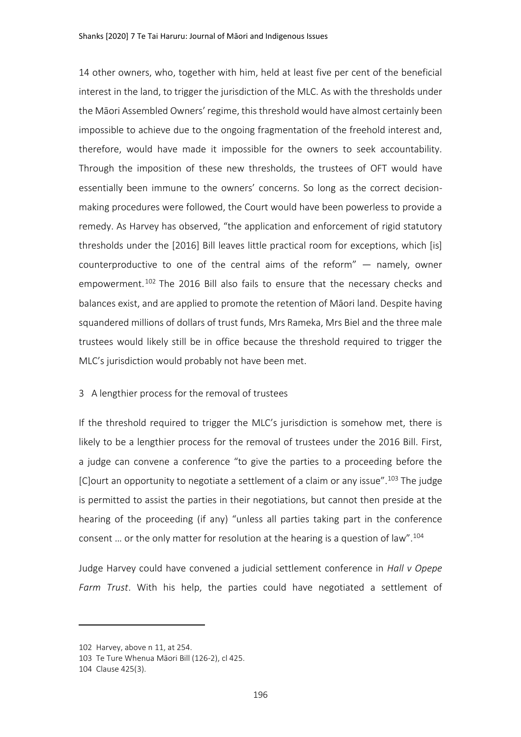14 other owners, who, together with him, held at least five per cent of the beneficial interest in the land, to trigger the jurisdiction of the MLC. As with the thresholds under the Māori Assembled Owners' regime, this threshold would have almost certainly been impossible to achieve due to the ongoing fragmentation of the freehold interest and, therefore, would have made it impossible for the owners to seek accountability. Through the imposition of these new thresholds, the trustees of OFT would have essentially been immune to the owners' concerns. So long as the correct decision-making procedures were followed, the Court would have been powerless to provide a remedy. As Harvey has observed, "the application and enforcement of rigid statutory thresholds under the [2016] Bill leaves little practical room for exceptions, which [is] counterproductive to one of the central aims of the reform" — namely, owner empowerment.[102] The 2016 Bill also fails to ensure that the necessary checks and balances exist, and are applied to promote the retention of Māori land. Despite having squandered millions of dollars of trust funds, Mrs Rameka, Mrs Biel and the three male trustees would likely still be in office because the threshold required to trigger the MLC's jurisdiction would probably not have been met.

### 3 A lengthier process for the removal of trustees

If the threshold required to trigger the MLC's jurisdiction is somehow met, there is likely to be a lengthier process for the removal of trustees under the 2016 Bill. First, a judge can convene a conference "to give the parties to a proceeding before the [C]ourt an opportunity to negotiate a settlement of a claim or any issue".[103] The judge is permitted to assist the parties in their negotiations, but cannot then preside at the hearing of the proceeding (if any) "unless all parties taking part in the conference consent … or the only matter for resolution at the hearing is a question of law".[104]

Judge Harvey could have convened a judicial settlement conference in *Hall v Opepe Farm Trust*. With his help, the parties could have negotiated a settlement of

---

102 Harvey, above n 11, at 254.

103 Te Ture Whenua Māori Bill (126-2), cl 425.

104 Clause 425(3).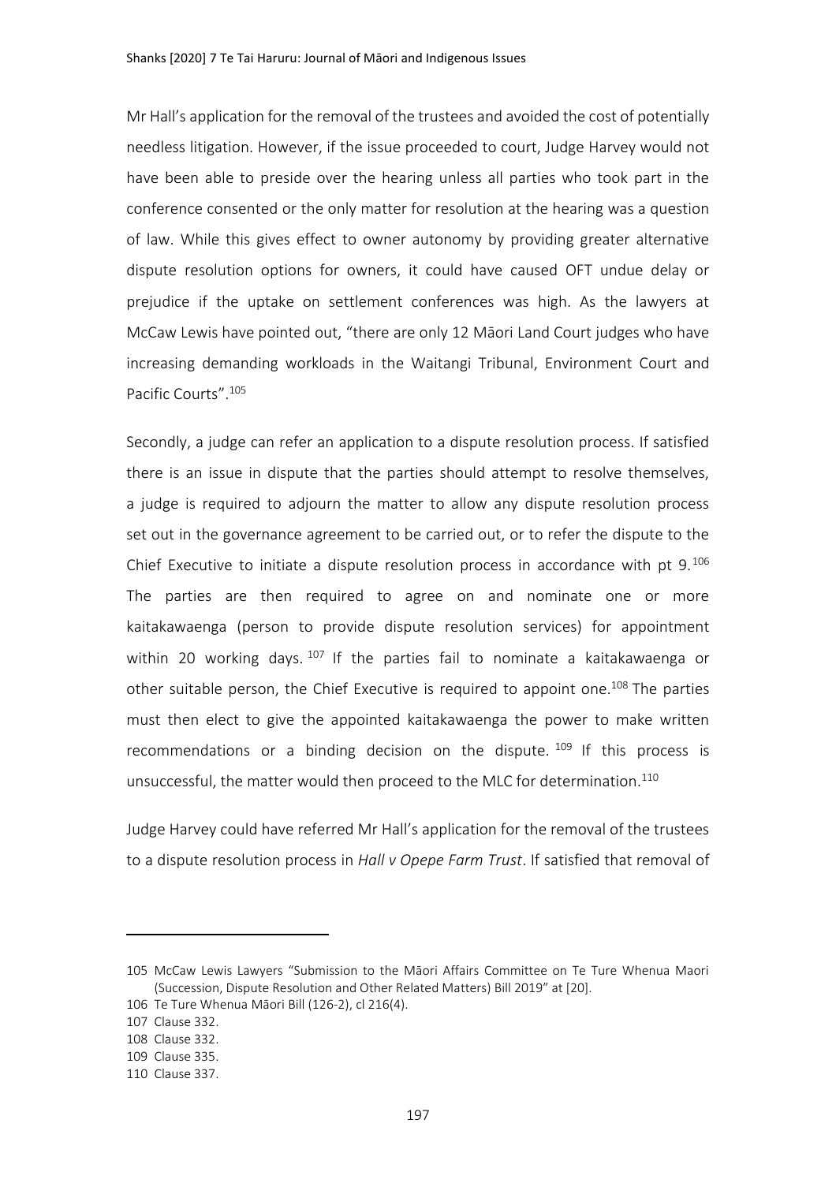Mr Hall's application for the removal of the trustees and avoided the cost of potentially needless litigation. However, if the issue proceeded to court, Judge Harvey would not have been able to preside over the hearing unless all parties who took part in the conference consented or the only matter for resolution at the hearing was a question of law. While this gives effect to owner autonomy by providing greater alternative dispute resolution options for owners, it could have caused OFT undue delay or prejudice if the uptake on settlement conferences was high. As the lawyers at McCaw Lewis have pointed out, "there are only 12 Māori Land Court judges who have increasing demanding workloads in the Waitangi Tribunal, Environment Court and Pacific Courts".[105]

Secondly, a judge can refer an application to a dispute resolution process. If satisfied there is an issue in dispute that the parties should attempt to resolve themselves, a judge is required to adjourn the matter to allow any dispute resolution process set out in the governance agreement to be carried out, or to refer the dispute to the Chief Executive to initiate a dispute resolution process in accordance with pt 9.[106] The parties are then required to agree on and nominate one or more kaitakawaenga (person to provide dispute resolution services) for appointment within 20 working days.[107] If the parties fail to nominate a kaitakawaenga or other suitable person, the Chief Executive is required to appoint one.[108] The parties must then elect to give the appointed kaitakawaenga the power to make written recommendations or a binding decision on the dispute.[109] If this process is unsuccessful, the matter would then proceed to the MLC for determination.[110]

Judge Harvey could have referred Mr Hall's application for the removal of the trustees to a dispute resolution process in *Hall v Opepe Farm Trust*. If satisfied that removal of

---

105 McCaw Lewis Lawyers "Submission to the Māori Affairs Committee on Te Ture Whenua Maori (Succession, Dispute Resolution and Other Related Matters) Bill 2019" at [20].

106 Te Ture Whenua Māori Bill (126-2), cl 216(4).

107 Clause 332.

108 Clause 332.

109 Clause 335.

110 Clause 337.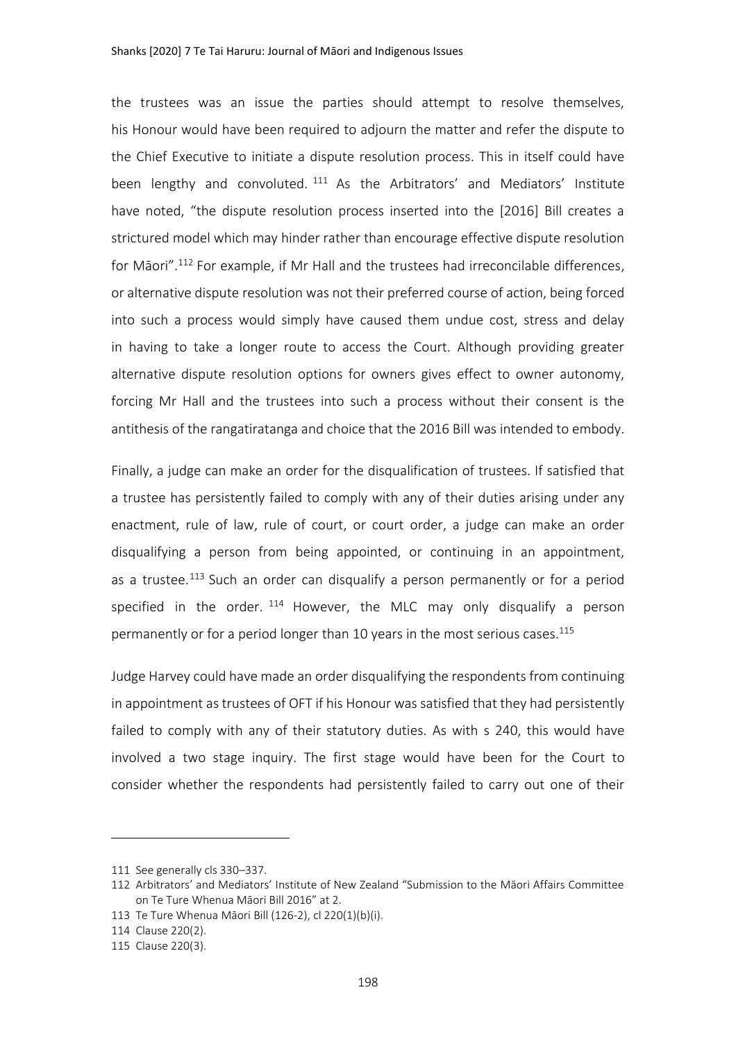the trustees was an issue the parties should attempt to resolve themselves, his Honour would have been required to adjourn the matter and refer the dispute to the Chief Executive to initiate a dispute resolution process. This in itself could have been lengthy and convoluted.[111] As the Arbitrators' and Mediators' Institute have noted, "the dispute resolution process inserted into the [2016] Bill creates a strictured model which may hinder rather than encourage effective dispute resolution for Māori".[112] For example, if Mr Hall and the trustees had irreconcilable differences, or alternative dispute resolution was not their preferred course of action, being forced into such a process would simply have caused them undue cost, stress and delay in having to take a longer route to access the Court. Although providing greater alternative dispute resolution options for owners gives effect to owner autonomy, forcing Mr Hall and the trustees into such a process without their consent is the antithesis of the rangatiratanga and choice that the 2016 Bill was intended to embody.

Finally, a judge can make an order for the disqualification of trustees. If satisfied that a trustee has persistently failed to comply with any of their duties arising under any enactment, rule of law, rule of court, or court order, a judge can make an order disqualifying a person from being appointed, or continuing in an appointment, as a trustee.[113] Such an order can disqualify a person permanently or for a period specified in the order.[114] However, the MLC may only disqualify a person permanently or for a period longer than 10 years in the most serious cases.[115]

Judge Harvey could have made an order disqualifying the respondents from continuing in appointment as trustees of OFT if his Honour was satisfied that they had persistently failed to comply with any of their statutory duties. As with s 240, this would have involved a two stage inquiry. The first stage would have been for the Court to consider whether the respondents had persistently failed to carry out one of their

---

111 See generally cls 330–337.

112 Arbitrators' and Mediators' Institute of New Zealand "Submission to the Māori Affairs Committee on Te Ture Whenua Māori Bill 2016" at 2.

113 Te Ture Whenua Māori Bill (126-2), cl 220(1)(b)(i).

114 Clause 220(2).

115 Clause 220(3).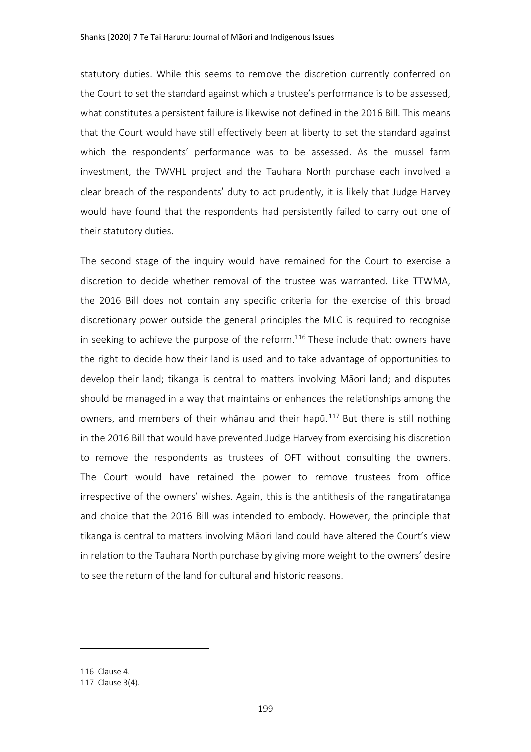statutory duties. While this seems to remove the discretion currently conferred on the Court to set the standard against which a trustee's performance is to be assessed, what constitutes a persistent failure is likewise not defined in the 2016 Bill. This means that the Court would have still effectively been at liberty to set the standard against which the respondents' performance was to be assessed. As the mussel farm investment, the TWVHL project and the Tauhara North purchase each involved a clear breach of the respondents' duty to act prudently, it is likely that Judge Harvey would have found that the respondents had persistently failed to carry out one of their statutory duties.

The second stage of the inquiry would have remained for the Court to exercise a discretion to decide whether removal of the trustee was warranted. Like TTWMA, the 2016 Bill does not contain any specific criteria for the exercise of this broad discretionary power outside the general principles the MLC is required to recognise in seeking to achieve the purpose of the reform.[116] These include that: owners have the right to decide how their land is used and to take advantage of opportunities to develop their land; tikanga is central to matters involving Māori land; and disputes should be managed in a way that maintains or enhances the relationships among the owners, and members of their whānau and their hapū.[117] But there is still nothing in the 2016 Bill that would have prevented Judge Harvey from exercising his discretion to remove the respondents as trustees of OFT without consulting the owners. The Court would have retained the power to remove trustees from office irrespective of the owners' wishes. Again, this is the antithesis of the rangatiratanga and choice that the 2016 Bill was intended to embody. However, the principle that tikanga is central to matters involving Māori land could have altered the Court's view in relation to the Tauhara North purchase by giving more weight to the owners' desire to see the return of the land for cultural and historic reasons.

---

116 Clause 4.

117 Clause 3(4).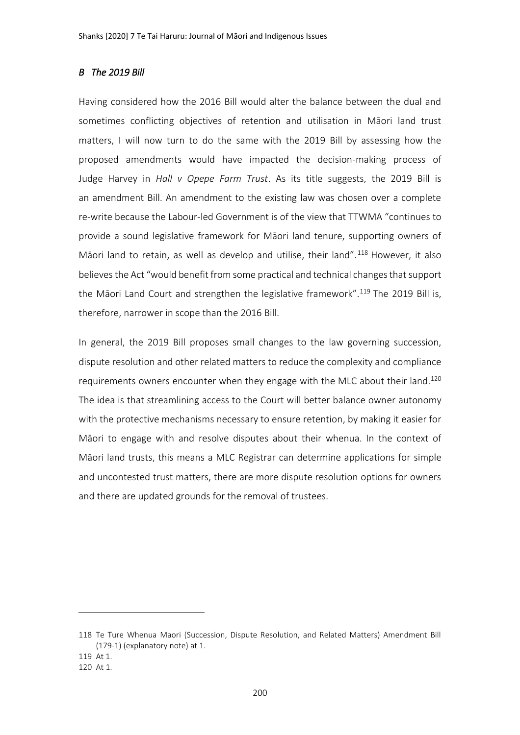### *B The 2019 Bill*

Having considered how the 2016 Bill would alter the balance between the dual and sometimes conflicting objectives of retention and utilisation in Māori land trust matters, I will now turn to do the same with the 2019 Bill by assessing how the proposed amendments would have impacted the decision-making process of Judge Harvey in *Hall v Opepe Farm Trust*. As its title suggests, the 2019 Bill is an amendment Bill. An amendment to the existing law was chosen over a complete re-write because the Labour-led Government is of the view that TTWMA "continues to provide a sound legislative framework for Māori land tenure, supporting owners of Māori land to retain, as well as develop and utilise, their land".[118] However, it also believes the Act "would benefit from some practical and technical changes that support the Māori Land Court and strengthen the legislative framework".[119] The 2019 Bill is, therefore, narrower in scope than the 2016 Bill.

In general, the 2019 Bill proposes small changes to the law governing succession, dispute resolution and other related matters to reduce the complexity and compliance requirements owners encounter when they engage with the MLC about their land.[120] The idea is that streamlining access to the Court will better balance owner autonomy with the protective mechanisms necessary to ensure retention, by making it easier for Māori to engage with and resolve disputes about their whenua. In the context of Māori land trusts, this means a MLC Registrar can determine applications for simple and uncontested trust matters, there are more dispute resolution options for owners and there are updated grounds for the removal of trustees.

---

118 Te Ture Whenua Maori (Succession, Dispute Resolution, and Related Matters) Amendment Bill (179-1) (explanatory note) at 1.

119 At 1.

120 At 1.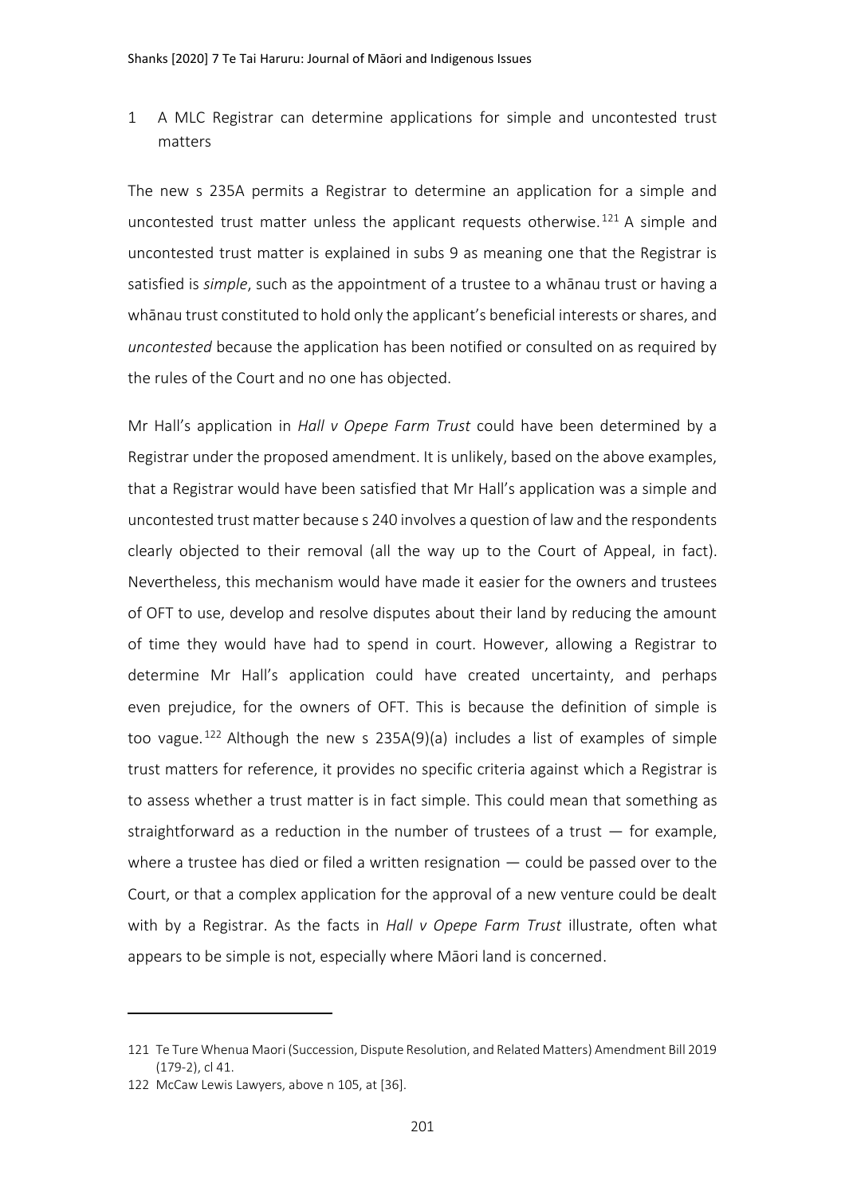### 1 A MLC Registrar can determine applications for simple and uncontested trust matters

The new s 235A permits a Registrar to determine an application for a simple and uncontested trust matter unless the applicant requests otherwise.[121] A simple and uncontested trust matter is explained in subs 9 as meaning one that the Registrar is satisfied is *simple*, such as the appointment of a trustee to a whānau trust or having a whānau trust constituted to hold only the applicant's beneficial interests or shares, and *uncontested* because the application has been notified or consulted on as required by the rules of the Court and no one has objected.

Mr Hall's application in *Hall v Opepe Farm Trust* could have been determined by a Registrar under the proposed amendment. It is unlikely, based on the above examples, that a Registrar would have been satisfied that Mr Hall's application was a simple and uncontested trust matter because s 240 involves a question of law and the respondents clearly objected to their removal (all the way up to the Court of Appeal, in fact). Nevertheless, this mechanism would have made it easier for the owners and trustees of OFT to use, develop and resolve disputes about their land by reducing the amount of time they would have had to spend in court. However, allowing a Registrar to determine Mr Hall's application could have created uncertainty, and perhaps even prejudice, for the owners of OFT. This is because the definition of simple is too vague.[122] Although the new s 235A(9)(a) includes a list of examples of simple trust matters for reference, it provides no specific criteria against which a Registrar is to assess whether a trust matter is in fact simple. This could mean that something as straightforward as a reduction in the number of trustees of a trust — for example, where a trustee has died or filed a written resignation — could be passed over to the Court, or that a complex application for the approval of a new venture could be dealt with by a Registrar. As the facts in *Hall v Opepe Farm Trust* illustrate, often what appears to be simple is not, especially where Māori land is concerned.

---

121 Te Ture Whenua Maori (Succession, Dispute Resolution, and Related Matters) Amendment Bill 2019 (179-2), cl 41.

122 McCaw Lewis Lawyers, above n 105, at [36].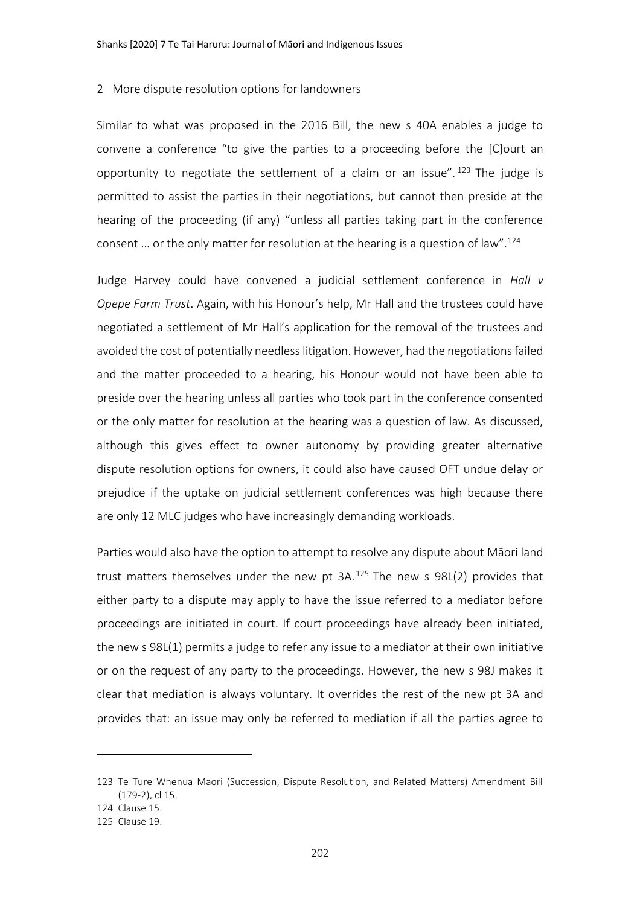### 2 More dispute resolution options for landowners

Similar to what was proposed in the 2016 Bill, the new s 40A enables a judge to convene a conference "to give the parties to a proceeding before the [C]ourt an opportunity to negotiate the settlement of a claim or an issue".[123] The judge is permitted to assist the parties in their negotiations, but cannot then preside at the hearing of the proceeding (if any) "unless all parties taking part in the conference consent … or the only matter for resolution at the hearing is a question of law".[124]

Judge Harvey could have convened a judicial settlement conference in *Hall v Opepe Farm Trust*. Again, with his Honour's help, Mr Hall and the trustees could have negotiated a settlement of Mr Hall's application for the removal of the trustees and avoided the cost of potentially needless litigation. However, had the negotiations failed and the matter proceeded to a hearing, his Honour would not have been able to preside over the hearing unless all parties who took part in the conference consented or the only matter for resolution at the hearing was a question of law. As discussed, although this gives effect to owner autonomy by providing greater alternative dispute resolution options for owners, it could also have caused OFT undue delay or prejudice if the uptake on judicial settlement conferences was high because there are only 12 MLC judges who have increasingly demanding workloads.

Parties would also have the option to attempt to resolve any dispute about Māori land trust matters themselves under the new pt 3A.[125] The new s 98L(2) provides that either party to a dispute may apply to have the issue referred to a mediator before proceedings are initiated in court. If court proceedings have already been initiated, the new s 98L(1) permits a judge to refer any issue to a mediator at their own initiative or on the request of any party to the proceedings. However, the new s 98J makes it clear that mediation is always voluntary. It overrides the rest of the new pt 3A and provides that: an issue may only be referred to mediation if all the parties agree to

---

123 Te Ture Whenua Maori (Succession, Dispute Resolution, and Related Matters) Amendment Bill (179-2), cl 15.

124 Clause 15.

125 Clause 19.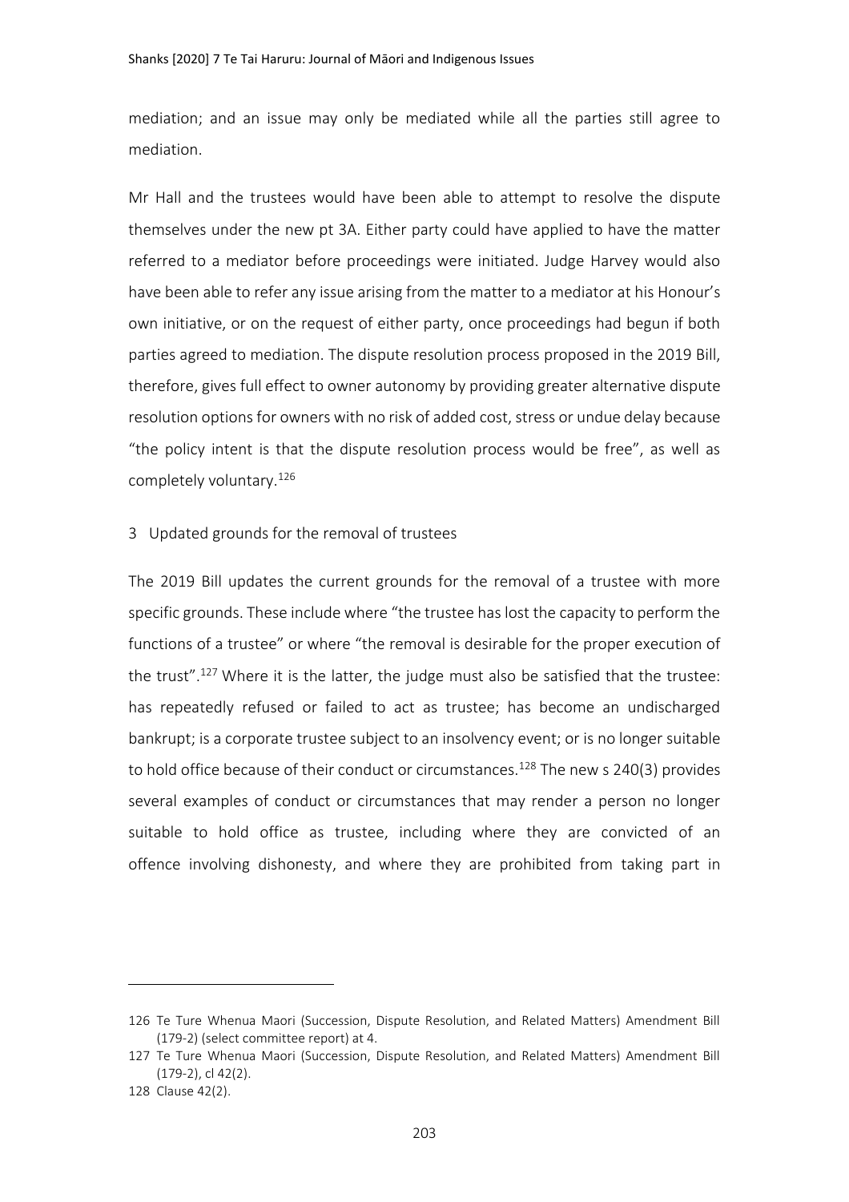mediation; and an issue may only be mediated while all the parties still agree to mediation.

Mr Hall and the trustees would have been able to attempt to resolve the dispute themselves under the new pt 3A. Either party could have applied to have the matter referred to a mediator before proceedings were initiated. Judge Harvey would also have been able to refer any issue arising from the matter to a mediator at his Honour's own initiative, or on the request of either party, once proceedings had begun if both parties agreed to mediation. The dispute resolution process proposed in the 2019 Bill, therefore, gives full effect to owner autonomy by providing greater alternative dispute resolution options for owners with no risk of added cost, stress or undue delay because "the policy intent is that the dispute resolution process would be free", as well as completely voluntary.[126]

### 3 Updated grounds for the removal of trustees

The 2019 Bill updates the current grounds for the removal of a trustee with more specific grounds. These include where "the trustee has lost the capacity to perform the functions of a trustee" or where "the removal is desirable for the proper execution of the trust".[127] Where it is the latter, the judge must also be satisfied that the trustee: has repeatedly refused or failed to act as trustee; has become an undischarged bankrupt; is a corporate trustee subject to an insolvency event; or is no longer suitable to hold office because of their conduct or circumstances.[128] The new s 240(3) provides several examples of conduct or circumstances that may render a person no longer suitable to hold office as trustee, including where they are convicted of an offence involving dishonesty, and where they are prohibited from taking part in

---

126 Te Ture Whenua Maori (Succession, Dispute Resolution, and Related Matters) Amendment Bill (179-2) (select committee report) at 4.

127 Te Ture Whenua Maori (Succession, Dispute Resolution, and Related Matters) Amendment Bill (179-2), cl 42(2).

128 Clause 42(2).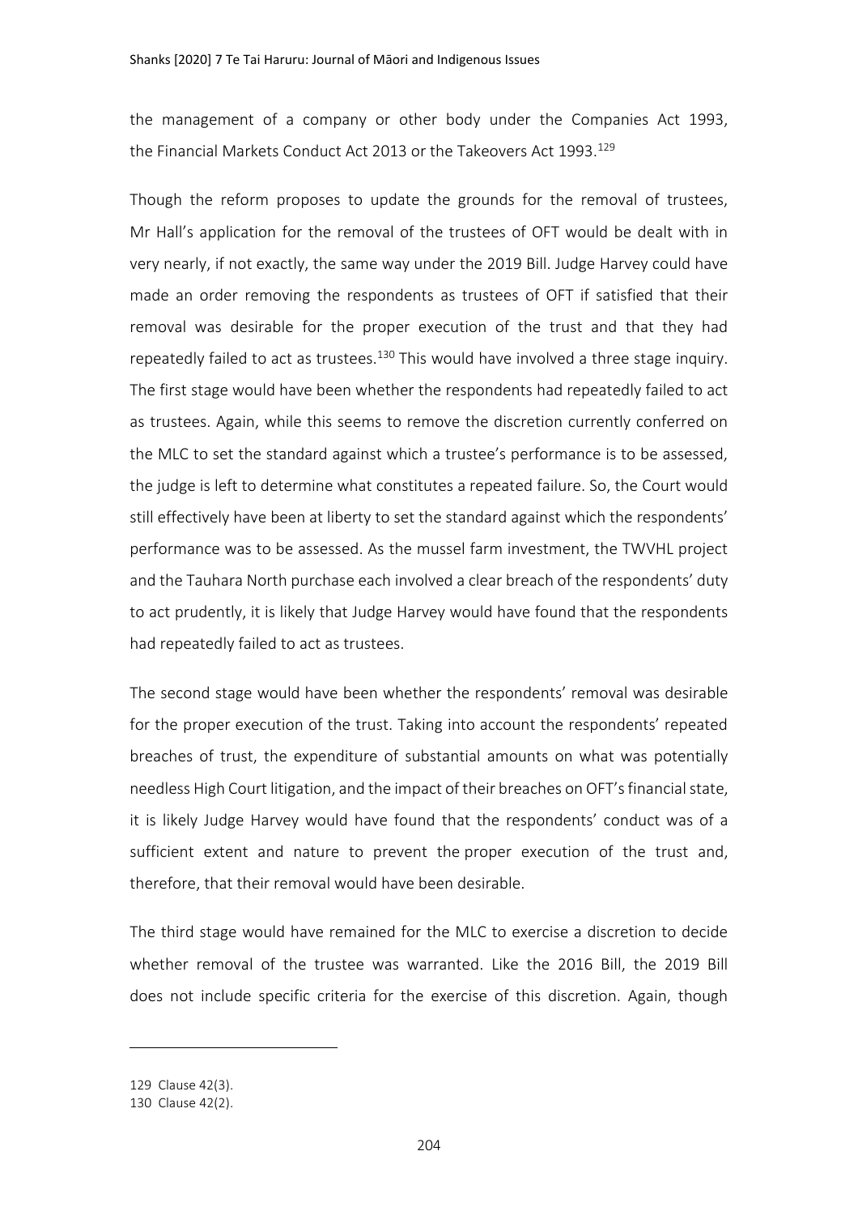the management of a company or other body under the Companies Act 1993, the Financial Markets Conduct Act 2013 or the Takeovers Act 1993.[129]

Though the reform proposes to update the grounds for the removal of trustees, Mr Hall's application for the removal of the trustees of OFT would be dealt with in very nearly, if not exactly, the same way under the 2019 Bill. Judge Harvey could have made an order removing the respondents as trustees of OFT if satisfied that their removal was desirable for the proper execution of the trust and that they had repeatedly failed to act as trustees.[130] This would have involved a three stage inquiry. The first stage would have been whether the respondents had repeatedly failed to act as trustees. Again, while this seems to remove the discretion currently conferred on the MLC to set the standard against which a trustee's performance is to be assessed, the judge is left to determine what constitutes a repeated failure. So, the Court would still effectively have been at liberty to set the standard against which the respondents' performance was to be assessed. As the mussel farm investment, the TWVHL project and the Tauhara North purchase each involved a clear breach of the respondents' duty to act prudently, it is likely that Judge Harvey would have found that the respondents had repeatedly failed to act as trustees.

The second stage would have been whether the respondents' removal was desirable for the proper execution of the trust. Taking into account the respondents' repeated breaches of trust, the expenditure of substantial amounts on what was potentially needless High Court litigation, and the impact of their breaches on OFT's financial state, it is likely Judge Harvey would have found that the respondents' conduct was of a sufficient extent and nature to prevent the proper execution of the trust and, therefore, that their removal would have been desirable.

The third stage would have remained for the MLC to exercise a discretion to decide whether removal of the trustee was warranted. Like the 2016 Bill, the 2019 Bill does not include specific criteria for the exercise of this discretion. Again, though

---

129 Clause 42(3).

130 Clause 42(2).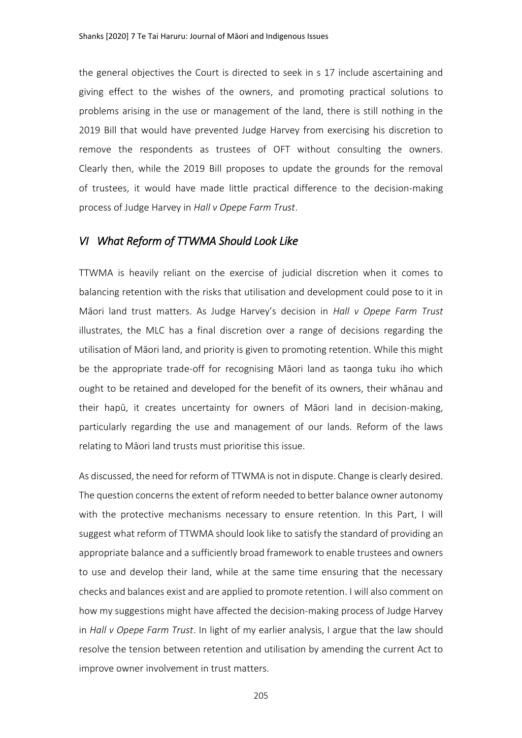the general objectives the Court is directed to seek in s 17 include ascertaining and giving effect to the wishes of the owners, and promoting practical solutions to problems arising in the use or management of the land, there is still nothing in the 2019 Bill that would have prevented Judge Harvey from exercising his discretion to remove the respondents as trustees of OFT without consulting the owners. Clearly then, while the 2019 Bill proposes to update the grounds for the removal of trustees, it would have made little practical difference to the decision-making process of Judge Harvey in *Hall v Opepe Farm Trust*.

## *VI What Reform of TTWMA Should Look Like*

TTWMA is heavily reliant on the exercise of judicial discretion when it comes to balancing retention with the risks that utilisation and development could pose to it in Māori land trust matters. As Judge Harvey's decision in *Hall v Opepe Farm Trust* illustrates, the MLC has a final discretion over a range of decisions regarding the utilisation of Māori land, and priority is given to promoting retention. While this might be the appropriate trade-off for recognising Māori land as taonga tuku iho which ought to be retained and developed for the benefit of its owners, their whānau and their hapū, it creates uncertainty for owners of Māori land in decision-making, particularly regarding the use and management of our lands. Reform of the laws relating to Māori land trusts must prioritise this issue.

As discussed, the need for reform of TTWMA is not in dispute. Change is clearly desired. The question concerns the extent of reform needed to better balance owner autonomy with the protective mechanisms necessary to ensure retention. In this Part, I will suggest what reform of TTWMA should look like to satisfy the standard of providing an appropriate balance and a sufficiently broad framework to enable trustees and owners to use and develop their land, while at the same time ensuring that the necessary checks and balances exist and are applied to promote retention. I will also comment on how my suggestions might have affected the decision-making process of Judge Harvey in *Hall v Opepe Farm Trust*. In light of my earlier analysis, I argue that the law should resolve the tension between retention and utilisation by amending the current Act to improve owner involvement in trust matters.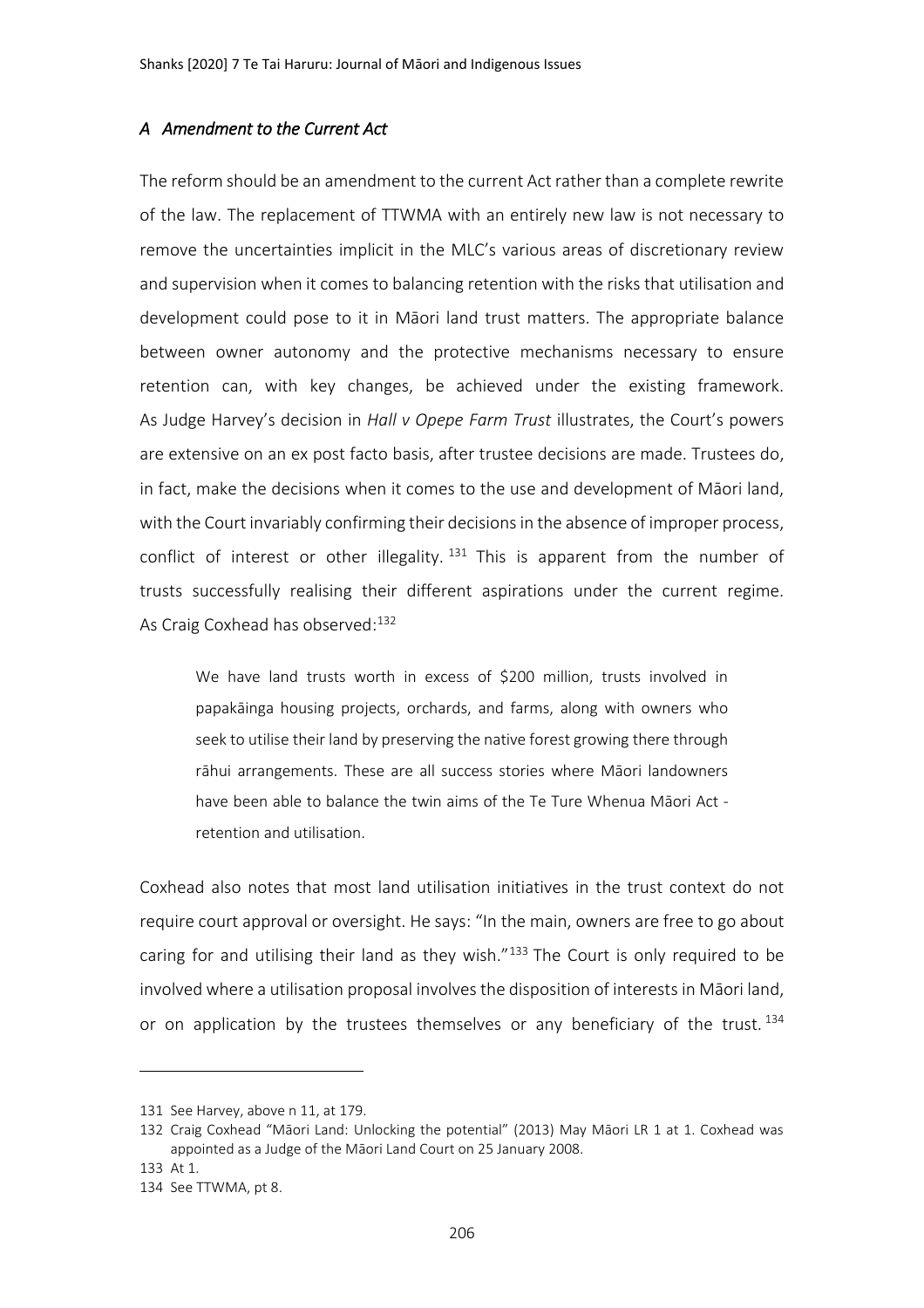### *A Amendment to the Current Act*

The reform should be an amendment to the current Act rather than a complete rewrite of the law. The replacement of TTWMA with an entirely new law is not necessary to remove the uncertainties implicit in the MLC's various areas of discretionary review and supervision when it comes to balancing retention with the risks that utilisation and development could pose to it in Māori land trust matters. The appropriate balance between owner autonomy and the protective mechanisms necessary to ensure retention can, with key changes, be achieved under the existing framework. As Judge Harvey's decision in *Hall v Opepe Farm Trust* illustrates, the Court's powers are extensive on an ex post facto basis, after trustee decisions are made. Trustees do, in fact, make the decisions when it comes to the use and development of Māori land, with the Court invariably confirming their decisions in the absence of improper process, conflict of interest or other illegality.[131] This is apparent from the number of trusts successfully realising their different aspirations under the current regime. As Craig Coxhead has observed:[132]

> We have land trusts worth in excess of $200 million, trusts involved in papakāinga housing projects, orchards, and farms, along with owners who seek to utilise their land by preserving the native forest growing there through rāhui arrangements. These are all success stories where Māori landowners have been able to balance the twin aims of the Te Ture Whenua Māori Act - retention and utilisation.

Coxhead also notes that most land utilisation initiatives in the trust context do not require court approval or oversight. He says: "In the main, owners are free to go about caring for and utilising their land as they wish."[133] The Court is only required to be involved where a utilisation proposal involves the disposition of interests in Māori land, or on application by the trustees themselves or any beneficiary of the trust.[134]

---

131 See Harvey, above n 11, at 179.

132 Craig Coxhead "Māori Land: Unlocking the potential" (2013) May Māori LR 1 at 1. Coxhead was appointed as a Judge of the Māori Land Court on 25 January 2008.

133 At 1.

134 See TTWMA, pt 8.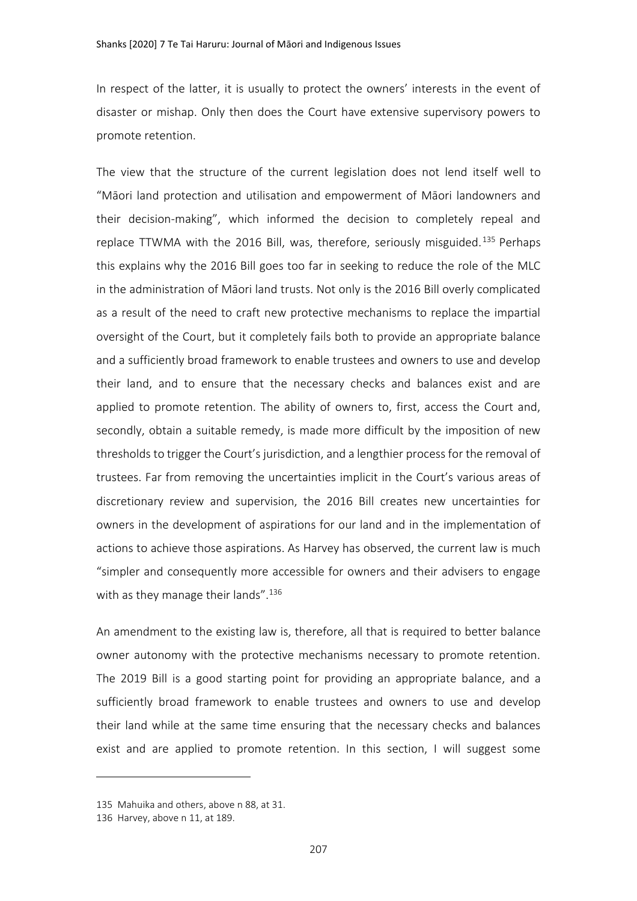In respect of the latter, it is usually to protect the owners' interests in the event of disaster or mishap. Only then does the Court have extensive supervisory powers to promote retention.

The view that the structure of the current legislation does not lend itself well to "Māori land protection and utilisation and empowerment of Māori landowners and their decision-making", which informed the decision to completely repeal and replace TTWMA with the 2016 Bill, was, therefore, seriously misguided.[135] Perhaps this explains why the 2016 Bill goes too far in seeking to reduce the role of the MLC in the administration of Māori land trusts. Not only is the 2016 Bill overly complicated as a result of the need to craft new protective mechanisms to replace the impartial oversight of the Court, but it completely fails both to provide an appropriate balance and a sufficiently broad framework to enable trustees and owners to use and develop their land, and to ensure that the necessary checks and balances exist and are applied to promote retention. The ability of owners to, first, access the Court and, secondly, obtain a suitable remedy, is made more difficult by the imposition of new thresholds to trigger the Court's jurisdiction, and a lengthier process for the removal of trustees. Far from removing the uncertainties implicit in the Court's various areas of discretionary review and supervision, the 2016 Bill creates new uncertainties for owners in the development of aspirations for our land and in the implementation of actions to achieve those aspirations. As Harvey has observed, the current law is much "simpler and consequently more accessible for owners and their advisers to engage with as they manage their lands".[136]

An amendment to the existing law is, therefore, all that is required to better balance owner autonomy with the protective mechanisms necessary to promote retention. The 2019 Bill is a good starting point for providing an appropriate balance, and a sufficiently broad framework to enable trustees and owners to use and develop their land while at the same time ensuring that the necessary checks and balances exist and are applied to promote retention. In this section, I will suggest some

---

135 Mahuika and others, above n 88, at 31.

136 Harvey, above n 11, at 189.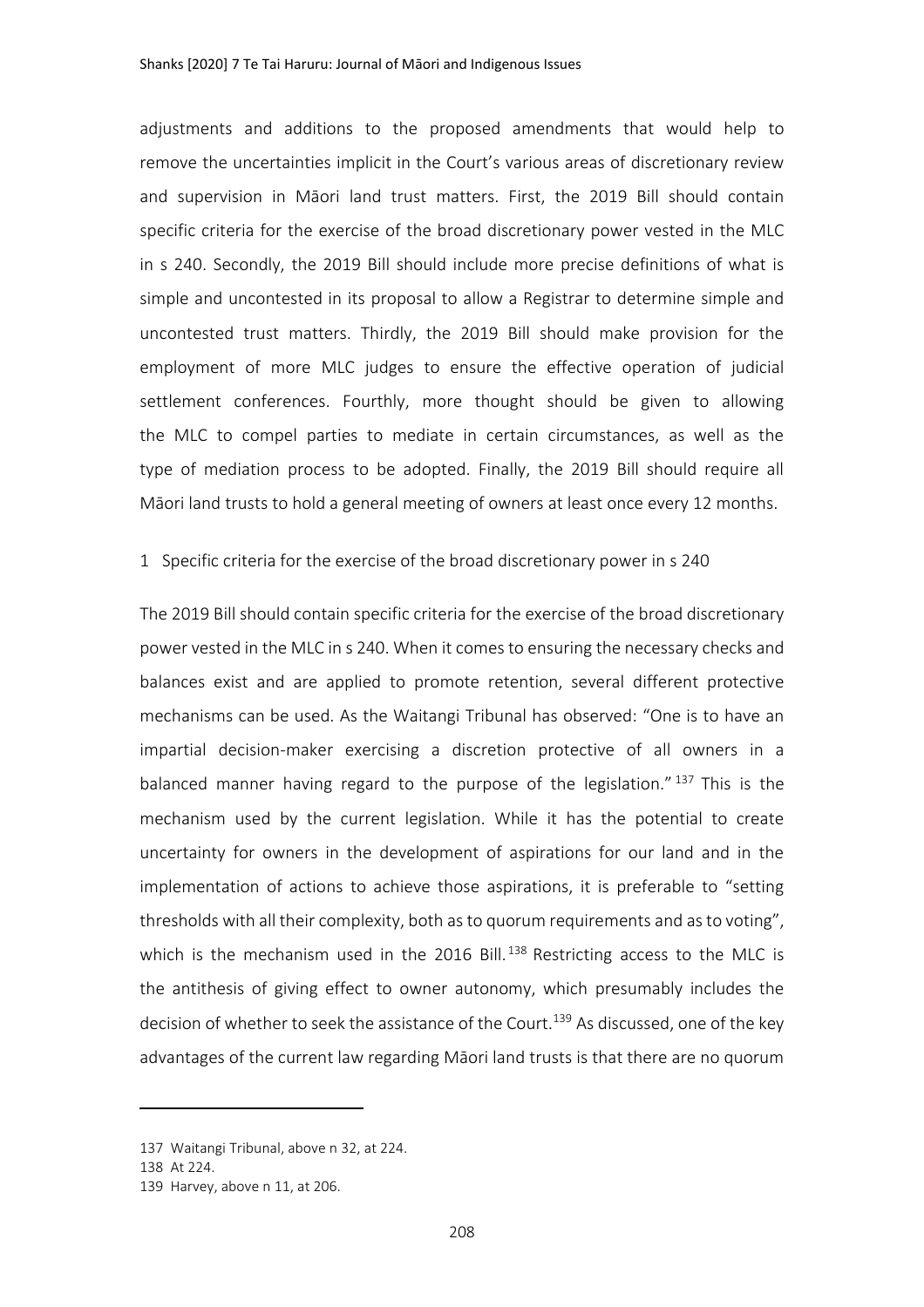adjustments and additions to the proposed amendments that would help to remove the uncertainties implicit in the Court's various areas of discretionary review and supervision in Māori land trust matters. First, the 2019 Bill should contain specific criteria for the exercise of the broad discretionary power vested in the MLC in s 240. Secondly, the 2019 Bill should include more precise definitions of what is simple and uncontested in its proposal to allow a Registrar to determine simple and uncontested trust matters. Thirdly, the 2019 Bill should make provision for the employment of more MLC judges to ensure the effective operation of judicial settlement conferences. Fourthly, more thought should be given to allowing the MLC to compel parties to mediate in certain circumstances, as well as the type of mediation process to be adopted. Finally, the 2019 Bill should require all Māori land trusts to hold a general meeting of owners at least once every 12 months.

### 1 Specific criteria for the exercise of the broad discretionary power in s 240

The 2019 Bill should contain specific criteria for the exercise of the broad discretionary power vested in the MLC in s 240. When it comes to ensuring the necessary checks and balances exist and are applied to promote retention, several different protective mechanisms can be used. As the Waitangi Tribunal has observed: "One is to have an impartial decision-maker exercising a discretion protective of all owners in a balanced manner having regard to the purpose of the legislation." [137] This is the mechanism used by the current legislation. While it has the potential to create uncertainty for owners in the development of aspirations for our land and in the implementation of actions to achieve those aspirations, it is preferable to "setting thresholds with all their complexity, both as to quorum requirements and as to voting", which is the mechanism used in the 2016 Bill. [138] Restricting access to the MLC is the antithesis of giving effect to owner autonomy, which presumably includes the decision of whether to seek the assistance of the Court. [139] As discussed, one of the key advantages of the current law regarding Māori land trusts is that there are no quorum

137 Waitangi Tribunal, above n 32, at 224.

138 At 224.

139 Harvey, above n 11, at 206.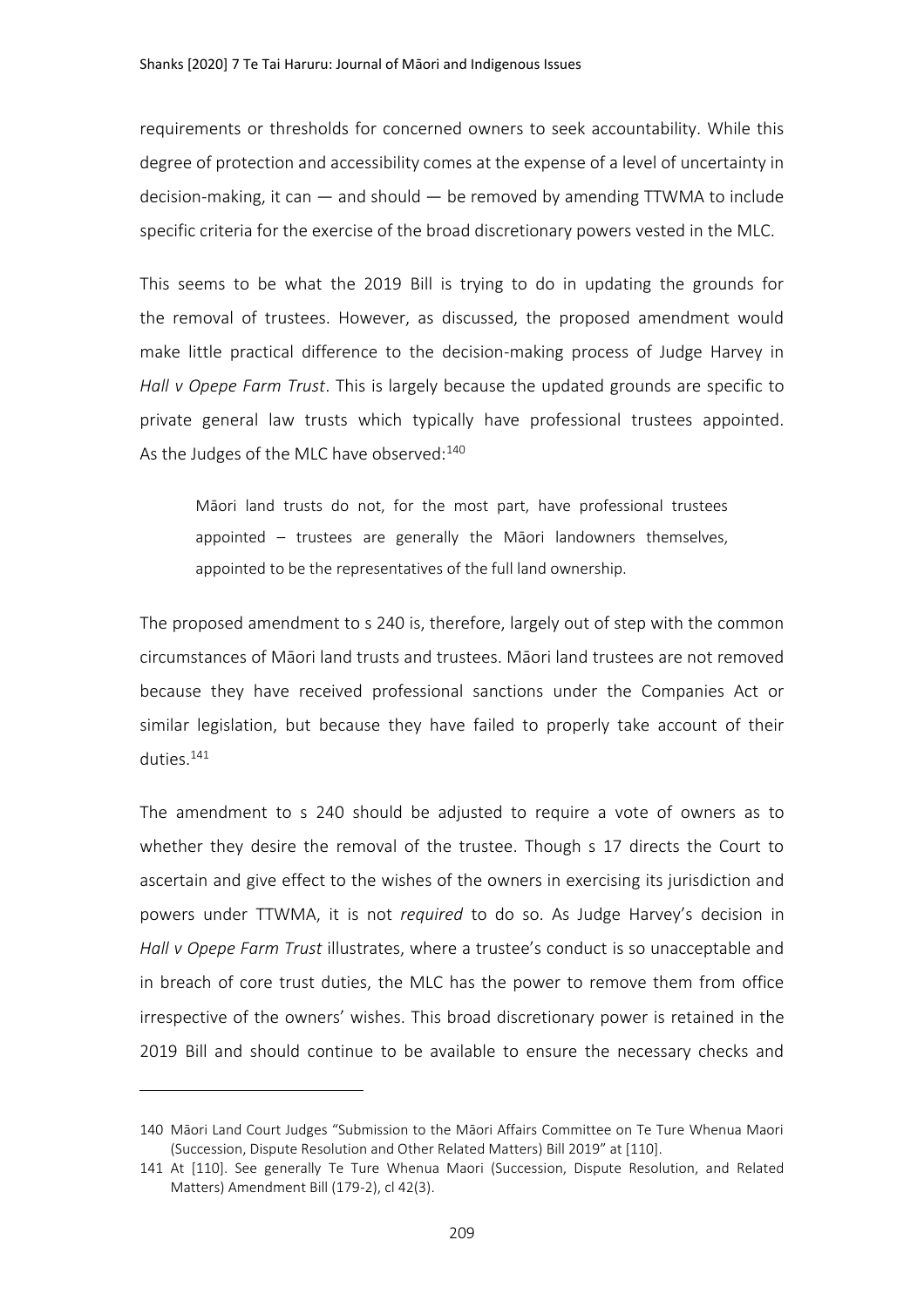requirements or thresholds for concerned owners to seek accountability. While this degree of protection and accessibility comes at the expense of a level of uncertainty in decision-making, it can — and should — be removed by amending TTWMA to include specific criteria for the exercise of the broad discretionary powers vested in the MLC.

This seems to be what the 2019 Bill is trying to do in updating the grounds for the removal of trustees. However, as discussed, the proposed amendment would make little practical difference to the decision-making process of Judge Harvey in *Hall v Opepe Farm Trust*. This is largely because the updated grounds are specific to private general law trusts which typically have professional trustees appointed. As the Judges of the MLC have observed:[140]

> Māori land trusts do not, for the most part, have professional trustees appointed – trustees are generally the Māori landowners themselves, appointed to be the representatives of the full land ownership.

The proposed amendment to s 240 is, therefore, largely out of step with the common circumstances of Māori land trusts and trustees. Māori land trustees are not removed because they have received professional sanctions under the Companies Act or similar legislation, but because they have failed to properly take account of their duties.[141]

The amendment to s 240 should be adjusted to require a vote of owners as to whether they desire the removal of the trustee. Though s 17 directs the Court to ascertain and give effect to the wishes of the owners in exercising its jurisdiction and powers under TTWMA, it is not *required* to do so. As Judge Harvey's decision in *Hall v Opepe Farm Trust* illustrates, where a trustee's conduct is so unacceptable and in breach of core trust duties, the MLC has the power to remove them from office irrespective of the owners' wishes. This broad discretionary power is retained in the 2019 Bill and should continue to be available to ensure the necessary checks and

---

140 Māori Land Court Judges "Submission to the Māori Affairs Committee on Te Ture Whenua Maori (Succession, Dispute Resolution and Other Related Matters) Bill 2019" at [110].

141 At [110]. See generally Te Ture Whenua Maori (Succession, Dispute Resolution, and Related Matters) Amendment Bill (179-2), cl 42(3).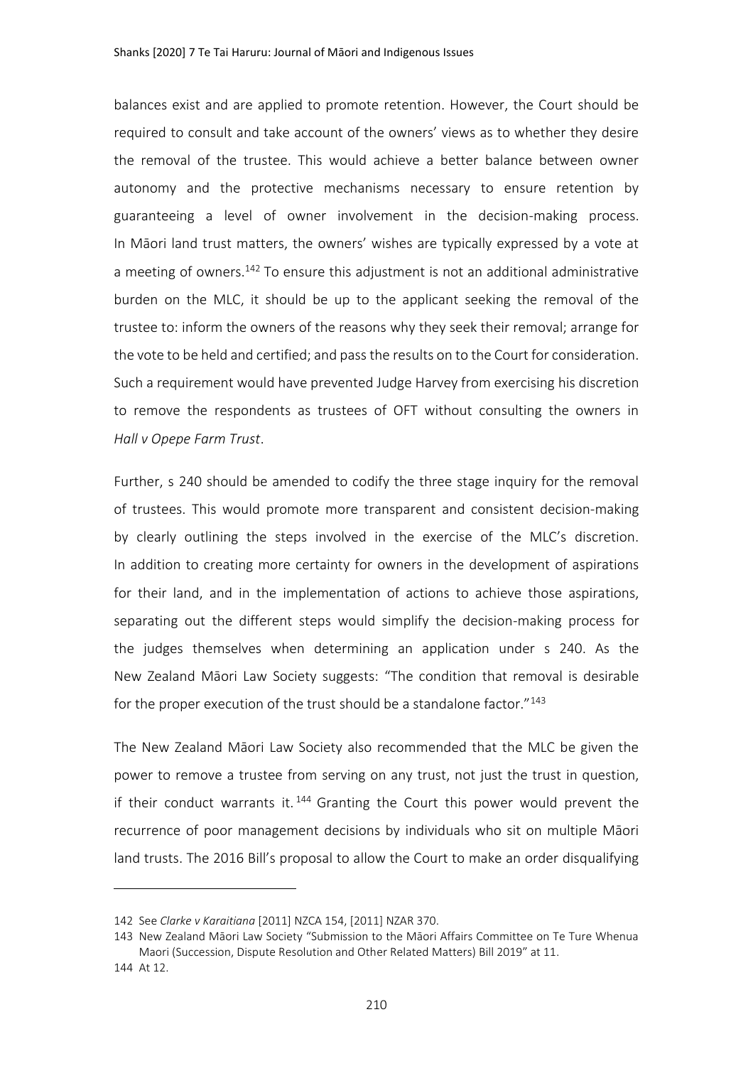balances exist and are applied to promote retention. However, the Court should be required to consult and take account of the owners' views as to whether they desire the removal of the trustee. This would achieve a better balance between owner autonomy and the protective mechanisms necessary to ensure retention by guaranteeing a level of owner involvement in the decision-making process. In Māori land trust matters, the owners' wishes are typically expressed by a vote at a meeting of owners.[142] To ensure this adjustment is not an additional administrative burden on the MLC, it should be up to the applicant seeking the removal of the trustee to: inform the owners of the reasons why they seek their removal; arrange for the vote to be held and certified; and pass the results on to the Court for consideration. Such a requirement would have prevented Judge Harvey from exercising his discretion to remove the respondents as trustees of OFT without consulting the owners in *Hall v Opepe Farm Trust*.

Further, s 240 should be amended to codify the three stage inquiry for the removal of trustees. This would promote more transparent and consistent decision-making by clearly outlining the steps involved in the exercise of the MLC's discretion. In addition to creating more certainty for owners in the development of aspirations for their land, and in the implementation of actions to achieve those aspirations, separating out the different steps would simplify the decision-making process for the judges themselves when determining an application under s 240. As the New Zealand Māori Law Society suggests: "The condition that removal is desirable for the proper execution of the trust should be a standalone factor."[143]

The New Zealand Māori Law Society also recommended that the MLC be given the power to remove a trustee from serving on any trust, not just the trust in question, if their conduct warrants it.[144] Granting the Court this power would prevent the recurrence of poor management decisions by individuals who sit on multiple Māori land trusts. The 2016 Bill's proposal to allow the Court to make an order disqualifying

---

142 See *Clarke v Karaitiana* [2011] NZCA 154, [2011] NZAR 370.

143 New Zealand Māori Law Society "Submission to the Māori Affairs Committee on Te Ture Whenua Maori (Succession, Dispute Resolution and Other Related Matters) Bill 2019" at 11.

144 At 12.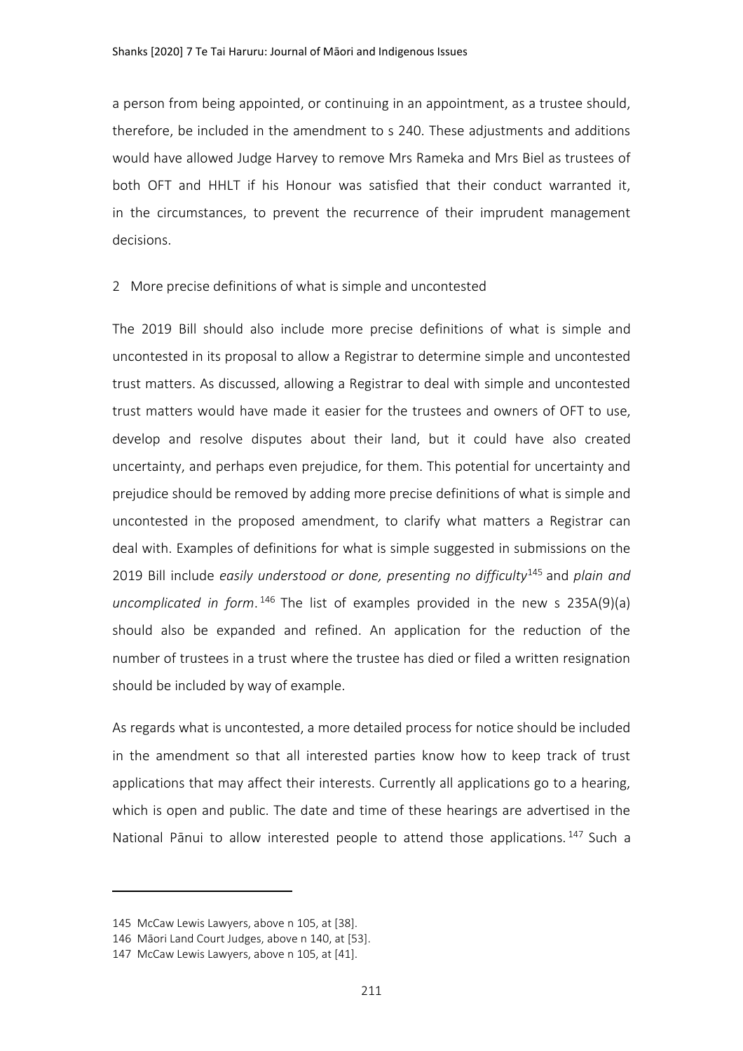a person from being appointed, or continuing in an appointment, as a trustee should, therefore, be included in the amendment to s 240. These adjustments and additions would have allowed Judge Harvey to remove Mrs Rameka and Mrs Biel as trustees of both OFT and HHLT if his Honour was satisfied that their conduct warranted it, in the circumstances, to prevent the recurrence of their imprudent management decisions.

### 2 More precise definitions of what is simple and uncontested

The 2019 Bill should also include more precise definitions of what is simple and uncontested in its proposal to allow a Registrar to determine simple and uncontested trust matters. As discussed, allowing a Registrar to deal with simple and uncontested trust matters would have made it easier for the trustees and owners of OFT to use, develop and resolve disputes about their land, but it could have also created uncertainty, and perhaps even prejudice, for them. This potential for uncertainty and prejudice should be removed by adding more precise definitions of what is simple and uncontested in the proposed amendment, to clarify what matters a Registrar can deal with. Examples of definitions for what is simple suggested in submissions on the 2019 Bill include *easily understood or done, presenting no difficulty*[145] and *plain and uncomplicated in form*.[146] The list of examples provided in the new s 235A(9)(a) should also be expanded and refined. An application for the reduction of the number of trustees in a trust where the trustee has died or filed a written resignation should be included by way of example.

As regards what is uncontested, a more detailed process for notice should be included in the amendment so that all interested parties know how to keep track of trust applications that may affect their interests. Currently all applications go to a hearing, which is open and public. The date and time of these hearings are advertised in the National Pānui to allow interested people to attend those applications.[147] Such a

---

145 McCaw Lewis Lawyers, above n 105, at [38].

146 Māori Land Court Judges, above n 140, at [53].

147 McCaw Lewis Lawyers, above n 105, at [41].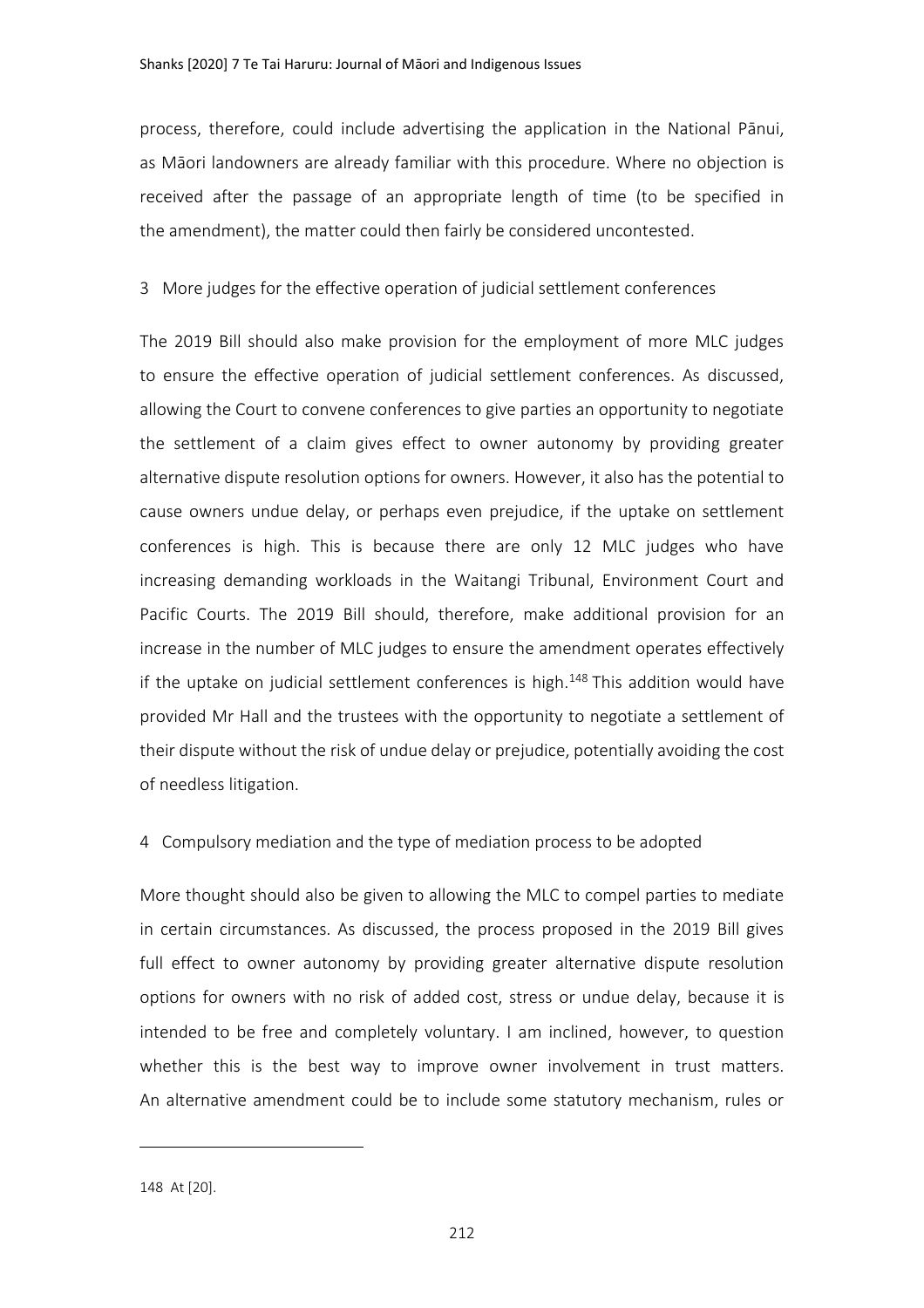process, therefore, could include advertising the application in the National Pānui, as Māori landowners are already familiar with this procedure. Where no objection is received after the passage of an appropriate length of time (to be specified in the amendment), the matter could then fairly be considered uncontested.

### 3 More judges for the effective operation of judicial settlement conferences

The 2019 Bill should also make provision for the employment of more MLC judges to ensure the effective operation of judicial settlement conferences. As discussed, allowing the Court to convene conferences to give parties an opportunity to negotiate the settlement of a claim gives effect to owner autonomy by providing greater alternative dispute resolution options for owners. However, it also has the potential to cause owners undue delay, or perhaps even prejudice, if the uptake on settlement conferences is high. This is because there are only 12 MLC judges who have increasing demanding workloads in the Waitangi Tribunal, Environment Court and Pacific Courts. The 2019 Bill should, therefore, make additional provision for an increase in the number of MLC judges to ensure the amendment operates effectively if the uptake on judicial settlement conferences is high.[148] This addition would have provided Mr Hall and the trustees with the opportunity to negotiate a settlement of their dispute without the risk of undue delay or prejudice, potentially avoiding the cost of needless litigation.

### 4 Compulsory mediation and the type of mediation process to be adopted

More thought should also be given to allowing the MLC to compel parties to mediate in certain circumstances. As discussed, the process proposed in the 2019 Bill gives full effect to owner autonomy by providing greater alternative dispute resolution options for owners with no risk of added cost, stress or undue delay, because it is intended to be free and completely voluntary. I am inclined, however, to question whether this is the best way to improve owner involvement in trust matters. An alternative amendment could be to include some statutory mechanism, rules or

---

148 At [20].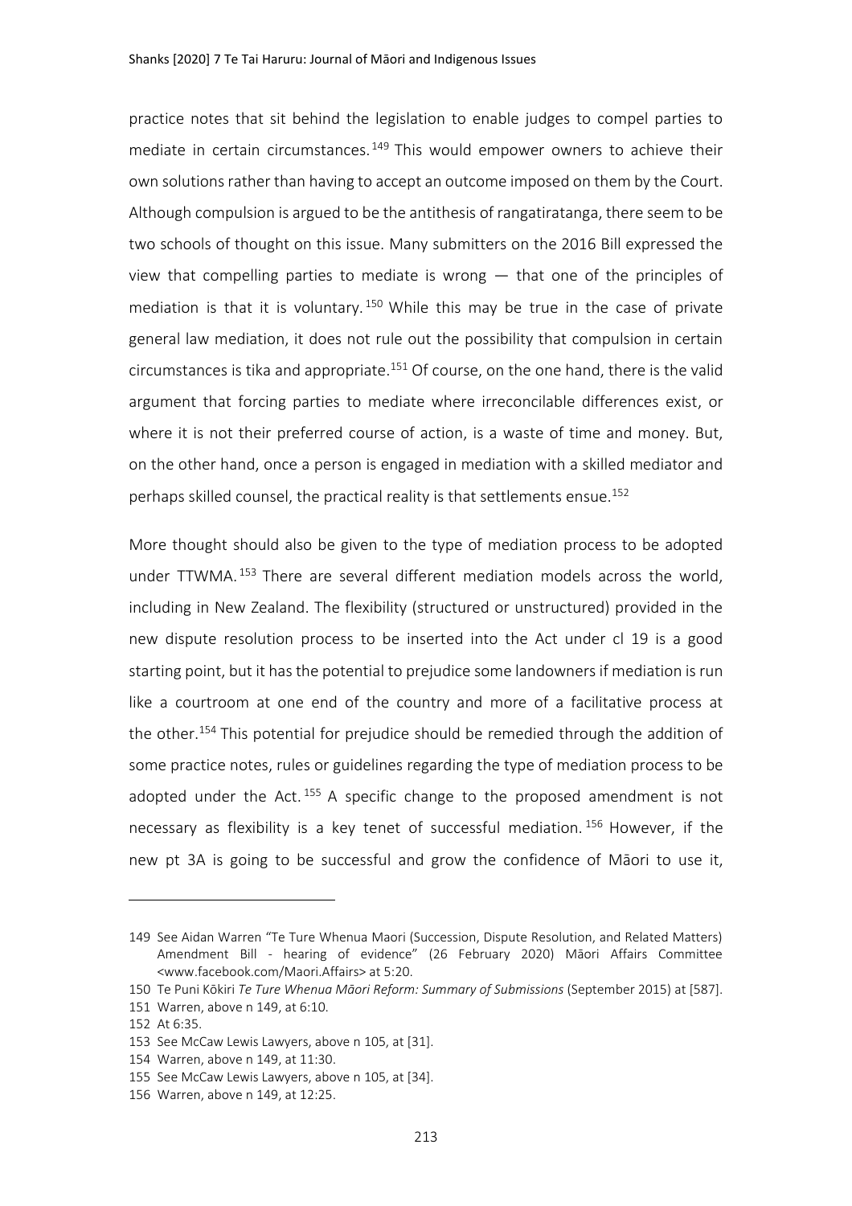practice notes that sit behind the legislation to enable judges to compel parties to mediate in certain circumstances.[149] This would empower owners to achieve their own solutions rather than having to accept an outcome imposed on them by the Court. Although compulsion is argued to be the antithesis of rangatiratanga, there seem to be two schools of thought on this issue. Many submitters on the 2016 Bill expressed the view that compelling parties to mediate is wrong — that one of the principles of mediation is that it is voluntary.[150] While this may be true in the case of private general law mediation, it does not rule out the possibility that compulsion in certain circumstances is tika and appropriate.[151] Of course, on the one hand, there is the valid argument that forcing parties to mediate where irreconcilable differences exist, or where it is not their preferred course of action, is a waste of time and money. But, on the other hand, once a person is engaged in mediation with a skilled mediator and perhaps skilled counsel, the practical reality is that settlements ensue.[152]

More thought should also be given to the type of mediation process to be adopted under TTWMA.[153] There are several different mediation models across the world, including in New Zealand. The flexibility (structured or unstructured) provided in the new dispute resolution process to be inserted into the Act under cl 19 is a good starting point, but it has the potential to prejudice some landowners if mediation is run like a courtroom at one end of the country and more of a facilitative process at the other.[154] This potential for prejudice should be remedied through the addition of some practice notes, rules or guidelines regarding the type of mediation process to be adopted under the Act.[155] A specific change to the proposed amendment is not necessary as flexibility is a key tenet of successful mediation.[156] However, if the new pt 3A is going to be successful and grow the confidence of Māori to use it,

---

149 See Aidan Warren "Te Ture Whenua Maori (Succession, Dispute Resolution, and Related Matters) Amendment Bill - hearing of evidence" (26 February 2020) Māori Affairs Committee <www.facebook.com/Maori.Affairs> at 5:20.

150 Te Puni Kōkiri *Te Ture Whenua Māori Reform: Summary of Submissions* (September 2015) at [587].

151 Warren, above n 149, at 6:10.

152 At 6:35.

153 See McCaw Lewis Lawyers, above n 105, at [31].

154 Warren, above n 149, at 11:30.

155 See McCaw Lewis Lawyers, above n 105, at [34].

156 Warren, above n 149, at 12:25.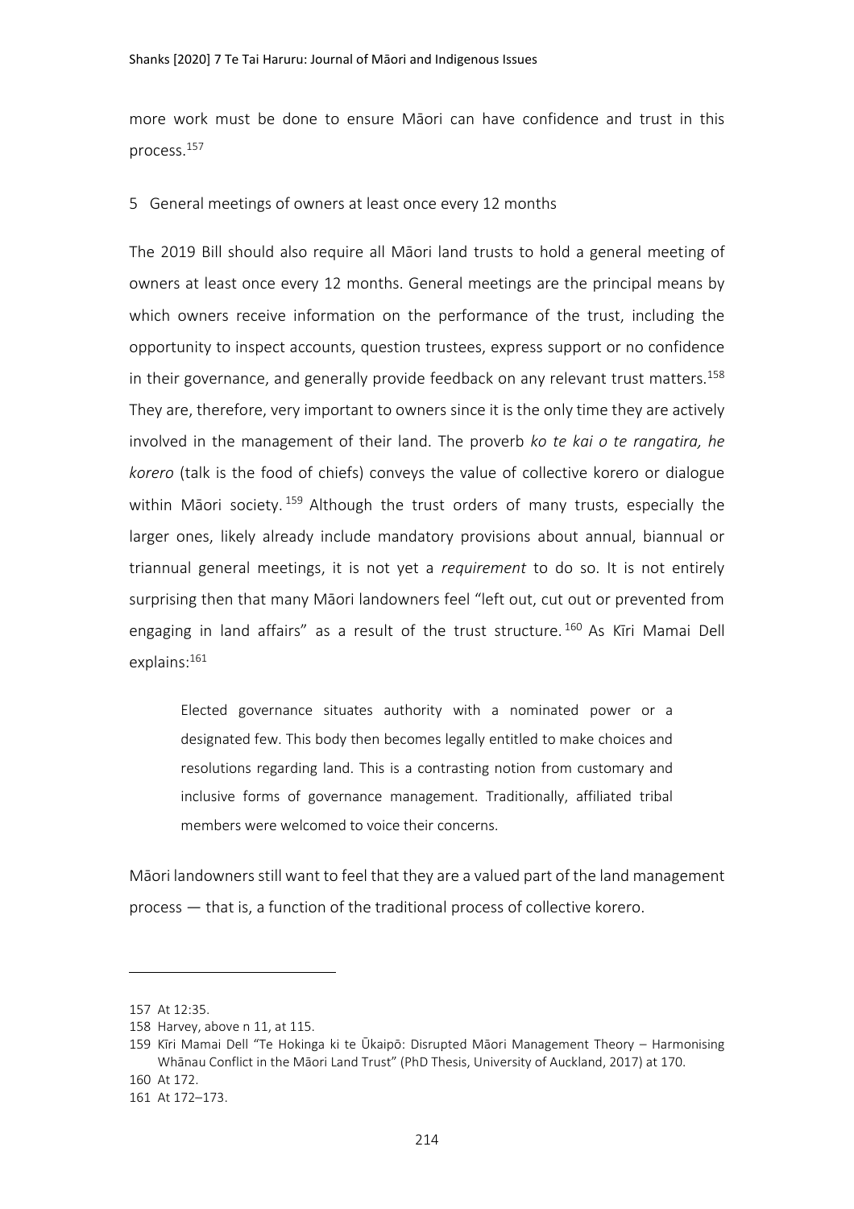more work must be done to ensure Māori can have confidence and trust in this process.[157]

### 5 General meetings of owners at least once every 12 months

The 2019 Bill should also require all Māori land trusts to hold a general meeting of owners at least once every 12 months. General meetings are the principal means by which owners receive information on the performance of the trust, including the opportunity to inspect accounts, question trustees, express support or no confidence in their governance, and generally provide feedback on any relevant trust matters.[158] They are, therefore, very important to owners since it is the only time they are actively involved in the management of their land. The proverb *ko te kai o te rangatira, he korero* (talk is the food of chiefs) conveys the value of collective korero or dialogue within Māori society.[159] Although the trust orders of many trusts, especially the larger ones, likely already include mandatory provisions about annual, biannual or triannual general meetings, it is not yet a *requirement* to do so. It is not entirely surprising then that many Māori landowners feel "left out, cut out or prevented from engaging in land affairs" as a result of the trust structure.[160] As Kīri Mamai Dell explains:[161]

> Elected governance situates authority with a nominated power or a designated few. This body then becomes legally entitled to make choices and resolutions regarding land. This is a contrasting notion from customary and inclusive forms of governance management. Traditionally, affiliated tribal members were welcomed to voice their concerns.

Māori landowners still want to feel that they are a valued part of the land management process — that is, a function of the traditional process of collective korero.

---

157 At 12:35.

158 Harvey, above n 11, at 115.

159 Kīri Mamai Dell "Te Hokinga ki te Ūkaipō: Disrupted Māori Management Theory – Harmonising Whānau Conflict in the Māori Land Trust" (PhD Thesis, University of Auckland, 2017) at 170.

160 At 172.

161 At 172–173.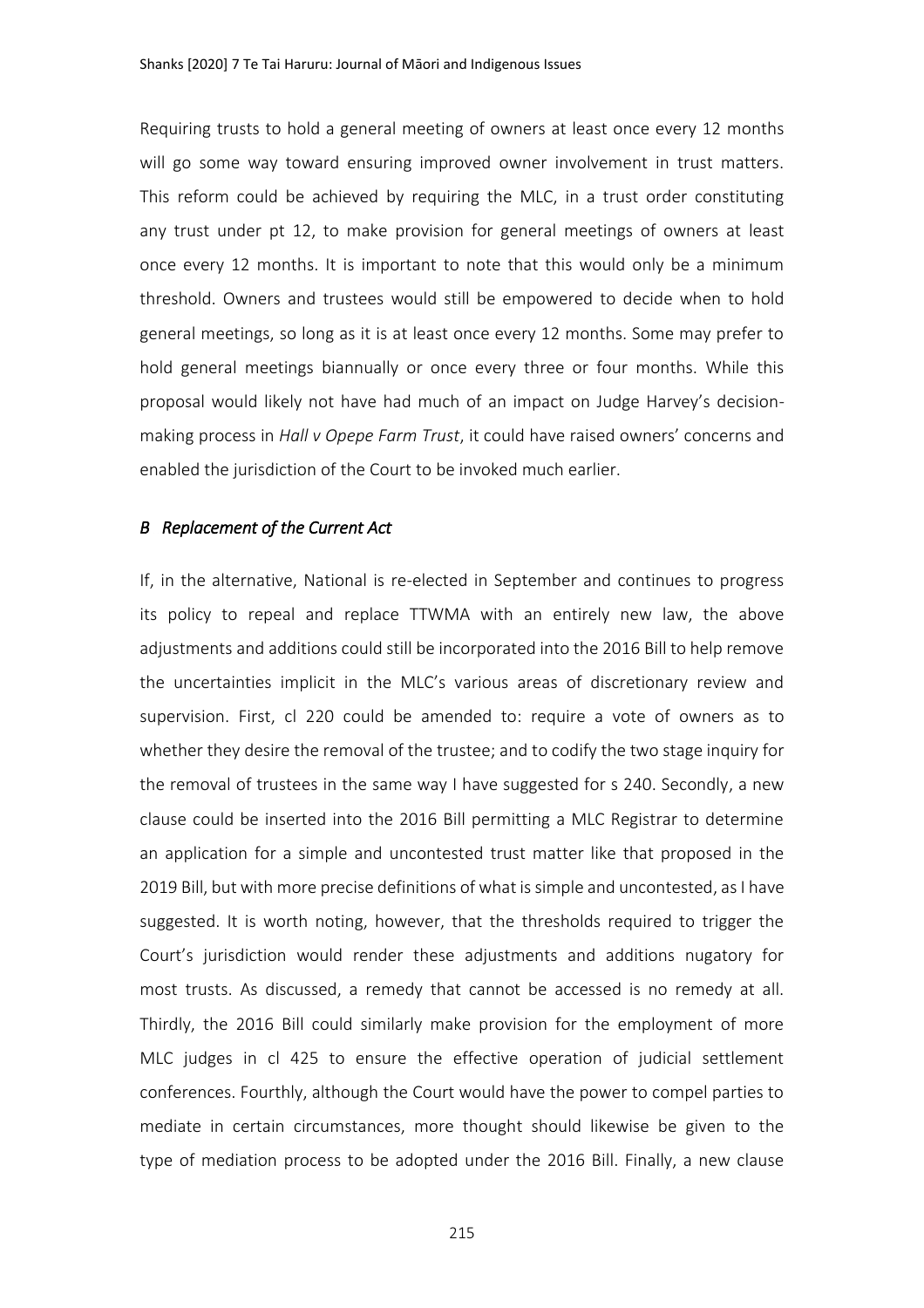Requiring trusts to hold a general meeting of owners at least once every 12 months will go some way toward ensuring improved owner involvement in trust matters. This reform could be achieved by requiring the MLC, in a trust order constituting any trust under pt 12, to make provision for general meetings of owners at least once every 12 months. It is important to note that this would only be a minimum threshold. Owners and trustees would still be empowered to decide when to hold general meetings, so long as it is at least once every 12 months. Some may prefer to hold general meetings biannually or once every three or four months. While this proposal would likely not have had much of an impact on Judge Harvey's decision-making process in *Hall v Opepe Farm Trust*, it could have raised owners' concerns and enabled the jurisdiction of the Court to be invoked much earlier.

### *B Replacement of the Current Act*

If, in the alternative, National is re-elected in September and continues to progress its policy to repeal and replace TTWMA with an entirely new law, the above adjustments and additions could still be incorporated into the 2016 Bill to help remove the uncertainties implicit in the MLC's various areas of discretionary review and supervision. First, cl 220 could be amended to: require a vote of owners as to whether they desire the removal of the trustee; and to codify the two stage inquiry for the removal of trustees in the same way I have suggested for s 240. Secondly, a new clause could be inserted into the 2016 Bill permitting a MLC Registrar to determine an application for a simple and uncontested trust matter like that proposed in the 2019 Bill, but with more precise definitions of what is simple and uncontested, as I have suggested. It is worth noting, however, that the thresholds required to trigger the Court's jurisdiction would render these adjustments and additions nugatory for most trusts. As discussed, a remedy that cannot be accessed is no remedy at all. Thirdly, the 2016 Bill could similarly make provision for the employment of more MLC judges in cl 425 to ensure the effective operation of judicial settlement conferences. Fourthly, although the Court would have the power to compel parties to mediate in certain circumstances, more thought should likewise be given to the type of mediation process to be adopted under the 2016 Bill. Finally, a new clause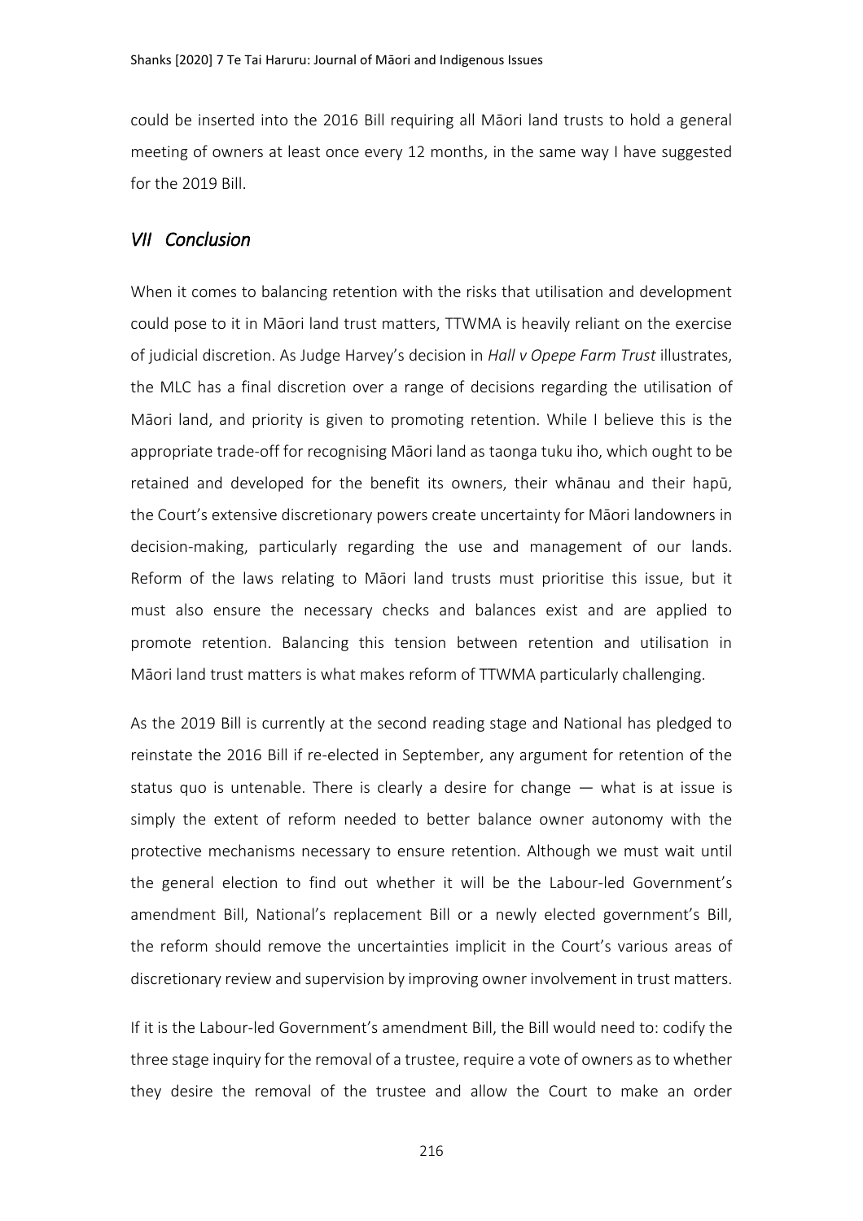could be inserted into the 2016 Bill requiring all Māori land trusts to hold a general meeting of owners at least once every 12 months, in the same way I have suggested for the 2019 Bill.

## *VII Conclusion*

When it comes to balancing retention with the risks that utilisation and development could pose to it in Māori land trust matters, TTWMA is heavily reliant on the exercise of judicial discretion. As Judge Harvey's decision in *Hall v Opepe Farm Trust* illustrates, the MLC has a final discretion over a range of decisions regarding the utilisation of Māori land, and priority is given to promoting retention. While I believe this is the appropriate trade-off for recognising Māori land as taonga tuku iho, which ought to be retained and developed for the benefit its owners, their whānau and their hapū, the Court's extensive discretionary powers create uncertainty for Māori landowners in decision-making, particularly regarding the use and management of our lands. Reform of the laws relating to Māori land trusts must prioritise this issue, but it must also ensure the necessary checks and balances exist and are applied to promote retention. Balancing this tension between retention and utilisation in Māori land trust matters is what makes reform of TTWMA particularly challenging.

As the 2019 Bill is currently at the second reading stage and National has pledged to reinstate the 2016 Bill if re-elected in September, any argument for retention of the status quo is untenable. There is clearly a desire for change — what is at issue is simply the extent of reform needed to better balance owner autonomy with the protective mechanisms necessary to ensure retention. Although we must wait until the general election to find out whether it will be the Labour-led Government's amendment Bill, National's replacement Bill or a newly elected government's Bill, the reform should remove the uncertainties implicit in the Court's various areas of discretionary review and supervision by improving owner involvement in trust matters.

If it is the Labour-led Government's amendment Bill, the Bill would need to: codify the three stage inquiry for the removal of a trustee, require a vote of owners as to whether they desire the removal of the trustee and allow the Court to make an order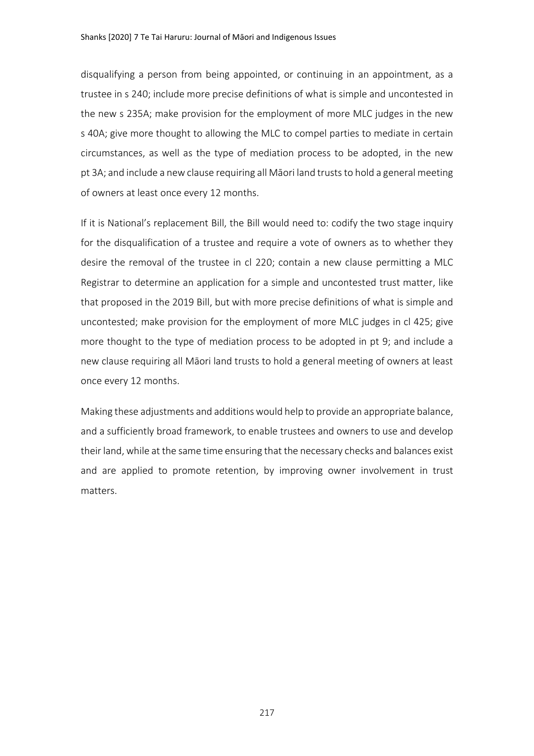disqualifying a person from being appointed, or continuing in an appointment, as a trustee in s 240; include more precise definitions of what is simple and uncontested in the new s 235A; make provision for the employment of more MLC judges in the new s 40A; give more thought to allowing the MLC to compel parties to mediate in certain circumstances, as well as the type of mediation process to be adopted, in the new pt 3A; and include a new clause requiring all Māori land trusts to hold a general meeting of owners at least once every 12 months.

If it is National's replacement Bill, the Bill would need to: codify the two stage inquiry for the disqualification of a trustee and require a vote of owners as to whether they desire the removal of the trustee in cl 220; contain a new clause permitting a MLC Registrar to determine an application for a simple and uncontested trust matter, like that proposed in the 2019 Bill, but with more precise definitions of what is simple and uncontested; make provision for the employment of more MLC judges in cl 425; give more thought to the type of mediation process to be adopted in pt 9; and include a new clause requiring all Māori land trusts to hold a general meeting of owners at least once every 12 months.

Making these adjustments and additions would help to provide an appropriate balance, and a sufficiently broad framework, to enable trustees and owners to use and develop their land, while at the same time ensuring that the necessary checks and balances exist and are applied to promote retention, by improving owner involvement in trust matters.